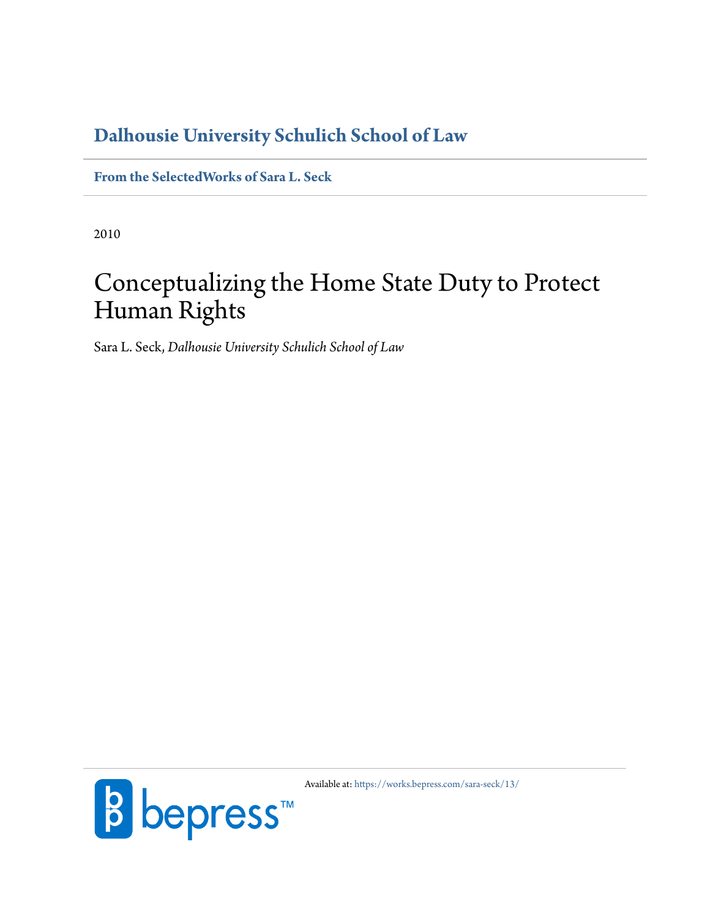**Dalhousie University Schulich School of Law**

**From the SelectedWorks of Sara L. Seck**

2010

# Conceptualizing the Home State Duty to Protect Human Rights

Sara L. Seck, *Dalhousie University Schulich School of Law*

Available at: https://works.bepress.com/sara-seck/13/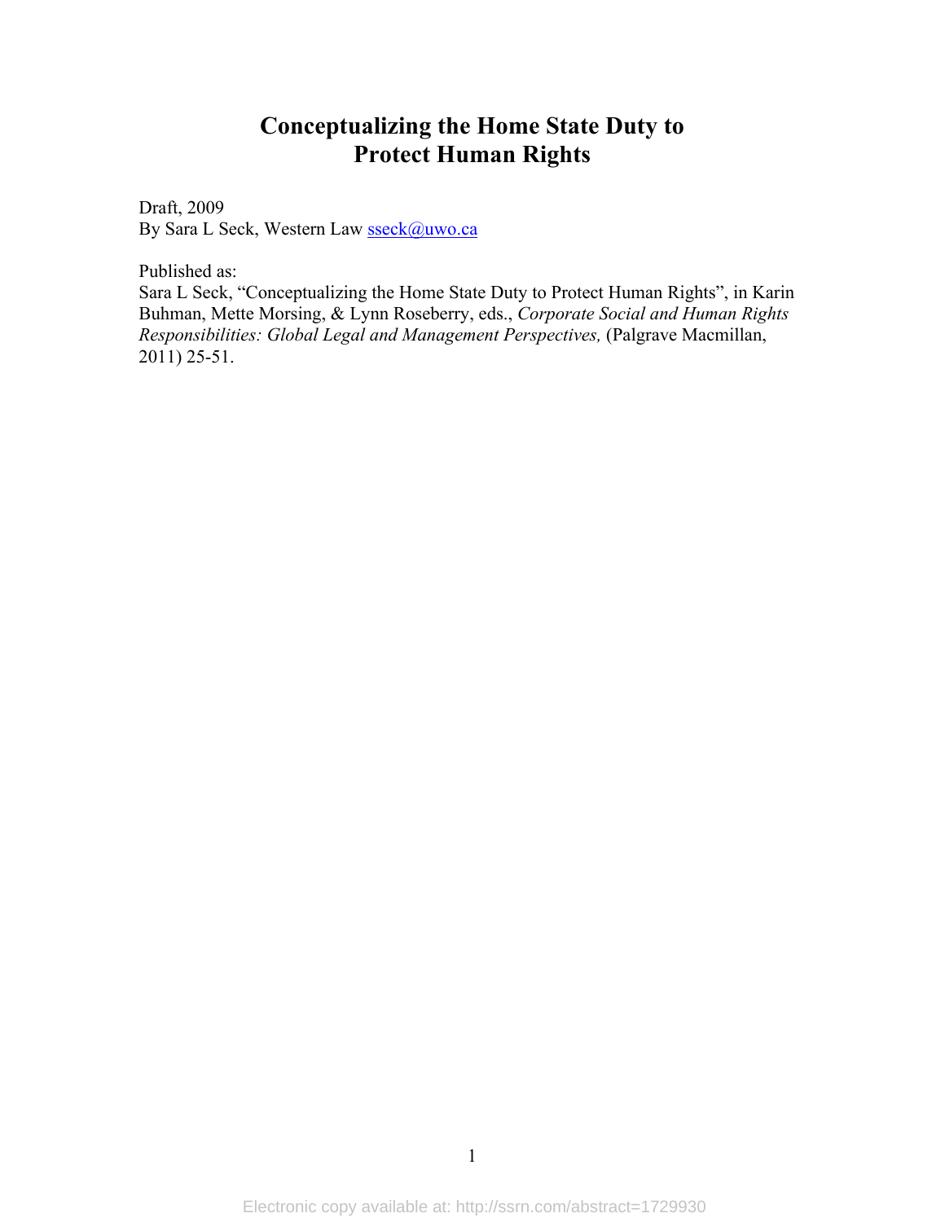# Conceptualizing the Home State Duty to Protect Human Rights

Draft, 2009
By Sara L Seck, Western Law sseck@uwo.ca

Published as:
Sara L Seck, "Conceptualizing the Home State Duty to Protect Human Rights", in Karin Buhman, Mette Morsing, & Lynn Roseberry, eds., *Corporate Social and Human Rights Responsibilities: Global Legal and Management Perspectives,* (Palgrave Macmillan, 2011) 25-51.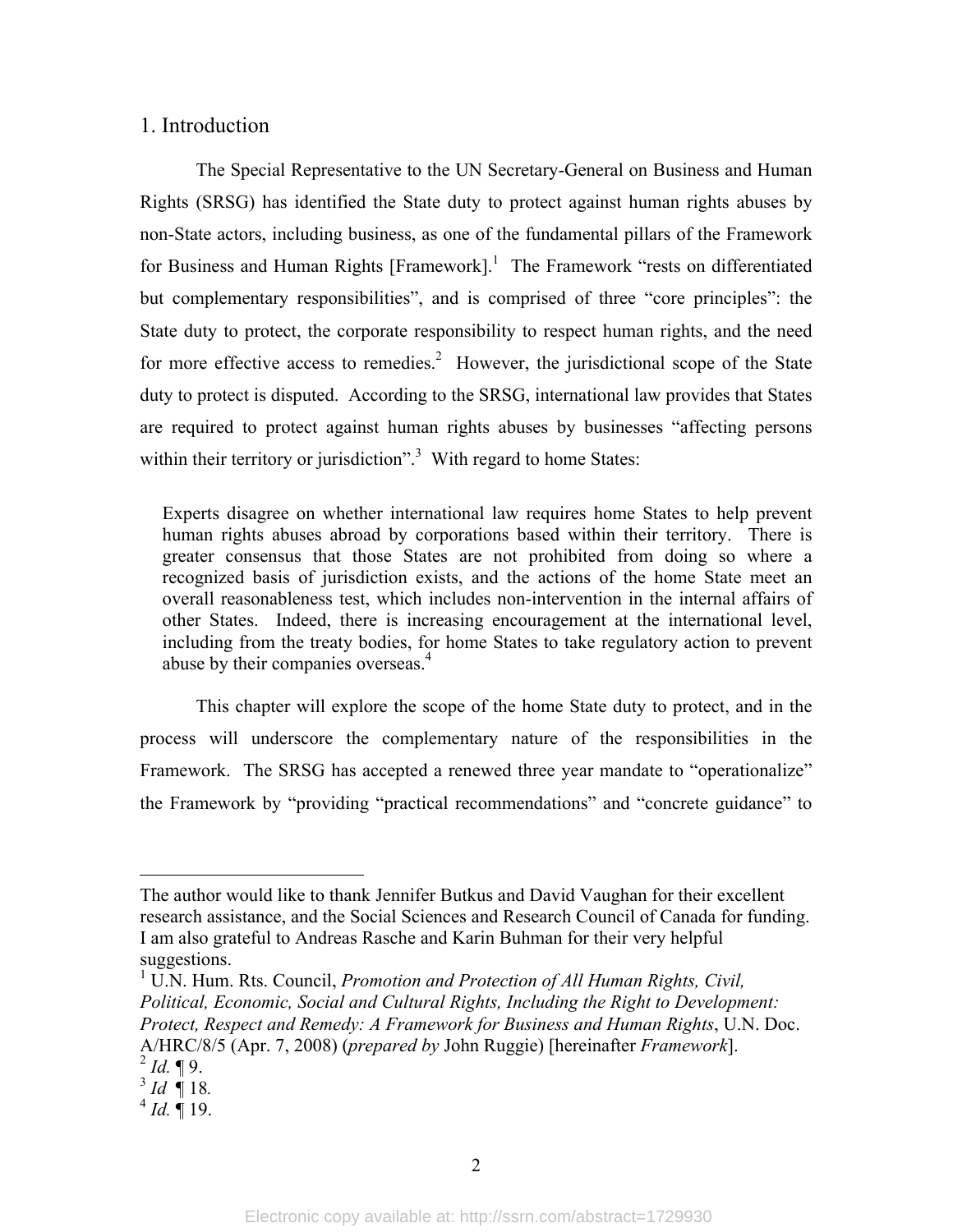## 1. Introduction

The Special Representative to the UN Secretary-General on Business and Human Rights (SRSG) has identified the State duty to protect against human rights abuses by non-State actors, including business, as one of the fundamental pillars of the Framework for Business and Human Rights [Framework].[1] The Framework "rests on differentiated but complementary responsibilities", and is comprised of three "core principles": the State duty to protect, the corporate responsibility to respect human rights, and the need for more effective access to remedies.[2] However, the jurisdictional scope of the State duty to protect is disputed. According to the SRSG, international law provides that States are required to protect against human rights abuses by businesses "affecting persons within their territory or jurisdiction".[3] With regard to home States:

> Experts disagree on whether international law requires home States to help prevent human rights abuses abroad by corporations based within their territory. There is greater consensus that those States are not prohibited from doing so where a recognized basis of jurisdiction exists, and the actions of the home State meet an overall reasonableness test, which includes non-intervention in the internal affairs of other States. Indeed, there is increasing encouragement at the international level, including from the treaty bodies, for home States to take regulatory action to prevent abuse by their companies overseas.[4]

This chapter will explore the scope of the home State duty to protect, and in the process will underscore the complementary nature of the responsibilities in the Framework. The SRSG has accepted a renewed three year mandate to "operationalize" the Framework by "providing "practical recommendations" and "concrete guidance" to

---

The author would like to thank Jennifer Butkus and David Vaughan for their excellent research assistance, and the Social Sciences and Research Council of Canada for funding. I am also grateful to Andreas Rasche and Karin Buhman for their very helpful suggestions.

[1] U.N. Hum. Rts. Council, *Promotion and Protection of All Human Rights, Civil, Political, Economic, Social and Cultural Rights, Including the Right to Development: Protect, Respect and Remedy: A Framework for Business and Human Rights*, U.N. Doc. A/HRC/8/5 (Apr. 7, 2008) (*prepared by* John Ruggie) [hereinafter *Framework*].

[2] *Id.* ¶ 9.

[3] *Id* ¶ 18.

[4] *Id.* ¶ 19.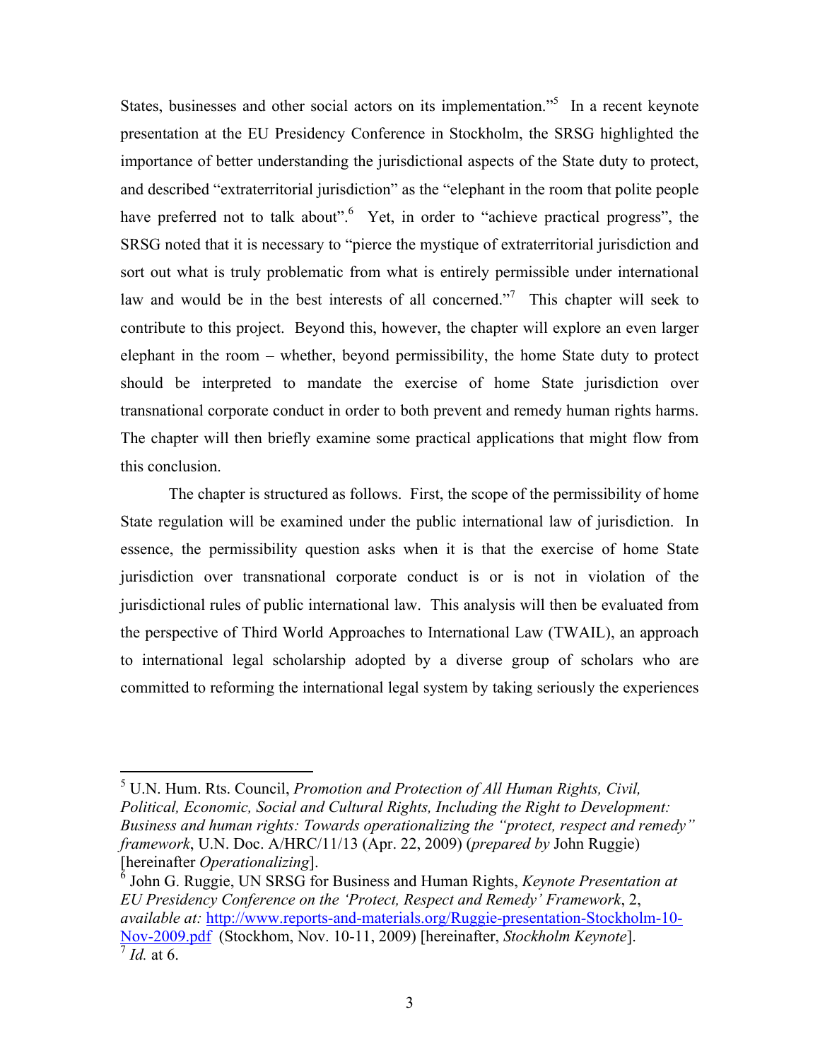States, businesses and other social actors on its implementation."[5] In a recent keynote presentation at the EU Presidency Conference in Stockholm, the SRSG highlighted the importance of better understanding the jurisdictional aspects of the State duty to protect, and described "extraterritorial jurisdiction" as the "elephant in the room that polite people have preferred not to talk about".[6] Yet, in order to "achieve practical progress", the SRSG noted that it is necessary to "pierce the mystique of extraterritorial jurisdiction and sort out what is truly problematic from what is entirely permissible under international law and would be in the best interests of all concerned."[7] This chapter will seek to contribute to this project. Beyond this, however, the chapter will explore an even larger elephant in the room – whether, beyond permissibility, the home State duty to protect should be interpreted to mandate the exercise of home State jurisdiction over transnational corporate conduct in order to both prevent and remedy human rights harms. The chapter will then briefly examine some practical applications that might flow from this conclusion.

The chapter is structured as follows. First, the scope of the permissibility of home State regulation will be examined under the public international law of jurisdiction. In essence, the permissibility question asks when it is that the exercise of home State jurisdiction over transnational corporate conduct is or is not in violation of the jurisdictional rules of public international law. This analysis will then be evaluated from the perspective of Third World Approaches to International Law (TWAIL), an approach to international legal scholarship adopted by a diverse group of scholars who are committed to reforming the international legal system by taking seriously the experiences

---

[5] U.N. Hum. Rts. Council, *Promotion and Protection of All Human Rights, Civil, Political, Economic, Social and Cultural Rights, Including the Right to Development: Business and human rights: Towards operationalizing the "protect, respect and remedy" framework*, U.N. Doc. A/HRC/11/13 (Apr. 22, 2009) (*prepared by* John Ruggie) [hereinafter *Operationalizing*].

[6] John G. Ruggie, UN SRSG for Business and Human Rights, *Keynote Presentation at EU Presidency Conference on the 'Protect, Respect and Remedy' Framework*, 2, *available at:* http://www.reports-and-materials.org/Ruggie-presentation-Stockholm-10-Nov-2009.pdf (Stockhom, Nov. 10-11, 2009) [hereinafter, *Stockholm Keynote*].

[7] *Id.* at 6.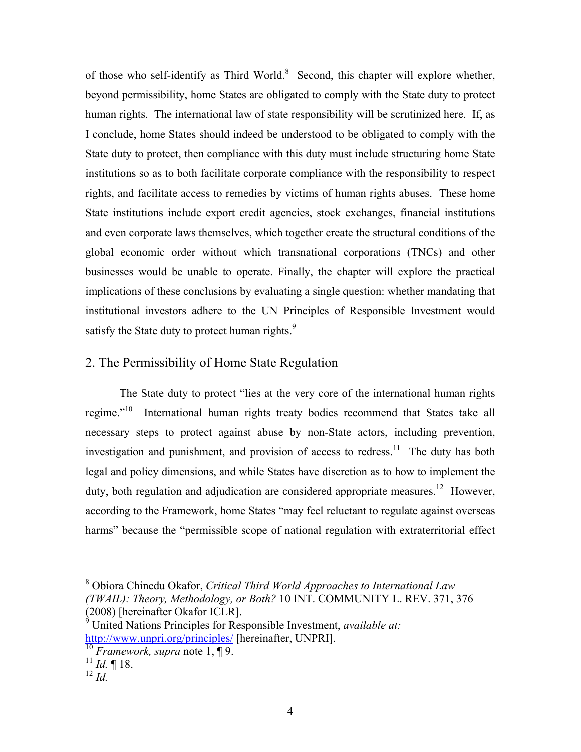of those who self-identify as Third World.[8] Second, this chapter will explore whether, beyond permissibility, home States are obligated to comply with the State duty to protect human rights. The international law of state responsibility will be scrutinized here. If, as I conclude, home States should indeed be understood to be obligated to comply with the State duty to protect, then compliance with this duty must include structuring home State institutions so as to both facilitate corporate compliance with the responsibility to respect rights, and facilitate access to remedies by victims of human rights abuses. These home State institutions include export credit agencies, stock exchanges, financial institutions and even corporate laws themselves, which together create the structural conditions of the global economic order without which transnational corporations (TNCs) and other businesses would be unable to operate. Finally, the chapter will explore the practical implications of these conclusions by evaluating a single question: whether mandating that institutional investors adhere to the UN Principles of Responsible Investment would satisfy the State duty to protect human rights.[9]

## 2. The Permissibility of Home State Regulation

The State duty to protect "lies at the very core of the international human rights regime."[10] International human rights treaty bodies recommend that States take all necessary steps to protect against abuse by non-State actors, including prevention, investigation and punishment, and provision of access to redress.[11] The duty has both legal and policy dimensions, and while States have discretion as to how to implement the duty, both regulation and adjudication are considered appropriate measures.[12] However, according to the Framework, home States "may feel reluctant to regulate against overseas harms" because the "permissible scope of national regulation with extraterritorial effect

---

[8] Obiora Chinedu Okafor, *Critical Third World Approaches to International Law (TWAIL): Theory, Methodology, or Both?* 10 INT. COMMUNITY L. REV. 371, 376 (2008) [hereinafter Okafor ICLR].

[9] United Nations Principles for Responsible Investment, *available at:* http://www.unpri.org/principles/ [hereinafter, UNPRI].

[10] *Framework, supra* note 1, ¶ 9.

[11] *Id.* ¶ 18.

[12] *Id.*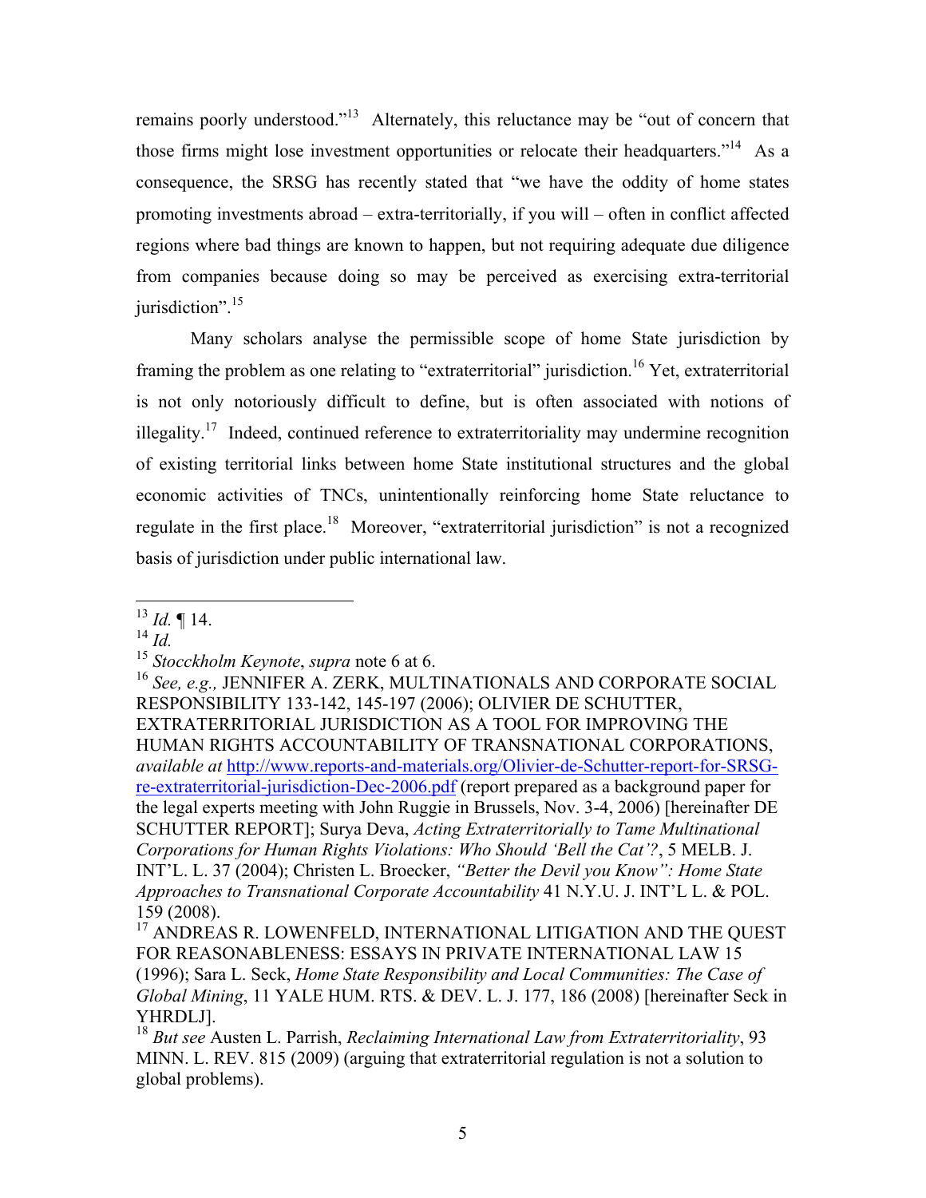remains poorly understood."[13] Alternately, this reluctance may be "out of concern that those firms might lose investment opportunities or relocate their headquarters."[14] As a consequence, the SRSG has recently stated that "we have the oddity of home states promoting investments abroad – extra-territorially, if you will – often in conflict affected regions where bad things are known to happen, but not requiring adequate due diligence from companies because doing so may be perceived as exercising extra-territorial jurisdiction".[15]

Many scholars analyse the permissible scope of home State jurisdiction by framing the problem as one relating to "extraterritorial" jurisdiction.[16] Yet, extraterritorial is not only notoriously difficult to define, but is often associated with notions of illegality.[17] Indeed, continued reference to extraterritoriality may undermine recognition of existing territorial links between home State institutional structures and the global economic activities of TNCs, unintentionally reinforcing home State reluctance to regulate in the first place.[18] Moreover, "extraterritorial jurisdiction" is not a recognized basis of jurisdiction under public international law.

---

[13] *Id.* ¶ 14.

[14] *Id.*

[15] *Stocckholm Keynote*, *supra* note 6 at 6.

[16] *See, e.g.,* JENNIFER A. ZERK, MULTINATIONALS AND CORPORATE SOCIAL RESPONSIBILITY 133-142, 145-197 (2006); OLIVIER DE SCHUTTER, EXTRATERRITORIAL JURISDICTION AS A TOOL FOR IMPROVING THE HUMAN RIGHTS ACCOUNTABILITY OF TRANSNATIONAL CORPORATIONS, *available at* http://www.reports-and-materials.org/Olivier-de-Schutter-report-for-SRSG-re-extraterritorial-jurisdiction-Dec-2006.pdf (report prepared as a background paper for the legal experts meeting with John Ruggie in Brussels, Nov. 3-4, 2006) [hereinafter DE SCHUTTER REPORT]; Surya Deva, *Acting Extraterritorially to Tame Multinational Corporations for Human Rights Violations: Who Should 'Bell the Cat'?*, 5 MELB. J. INT'L. L. 37 (2004); Christen L. Broecker, *"Better the Devil you Know": Home State Approaches to Transnational Corporate Accountability* 41 N.Y.U. J. INT'L L. & POL. 159 (2008).

[17] ANDREAS R. LOWENFELD, INTERNATIONAL LITIGATION AND THE QUEST FOR REASONABLENESS: ESSAYS IN PRIVATE INTERNATIONAL LAW 15 (1996); Sara L. Seck, *Home State Responsibility and Local Communities: The Case of Global Mining*, 11 YALE HUM. RTS. & DEV. L. J. 177, 186 (2008) [hereinafter Seck in YHRDLJ].

[18] *But see* Austen L. Parrish, *Reclaiming International Law from Extraterritoriality*, 93 MINN. L. REV. 815 (2009) (arguing that extraterritorial regulation is not a solution to global problems).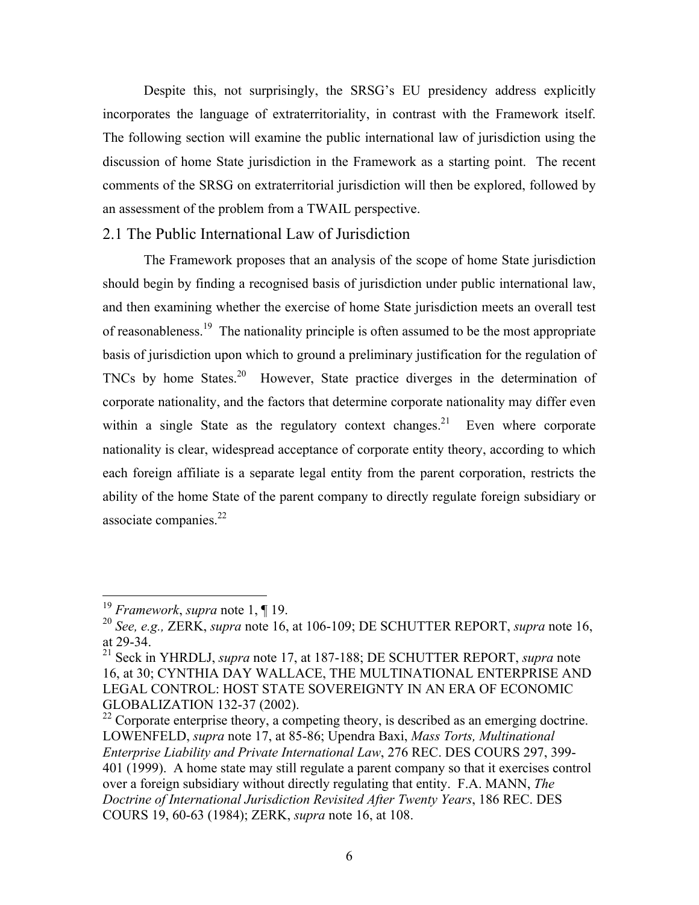Despite this, not surprisingly, the SRSG's EU presidency address explicitly incorporates the language of extraterritoriality, in contrast with the Framework itself. The following section will examine the public international law of jurisdiction using the discussion of home State jurisdiction in the Framework as a starting point. The recent comments of the SRSG on extraterritorial jurisdiction will then be explored, followed by an assessment of the problem from a TWAIL perspective.

## 2.1 The Public International Law of Jurisdiction

The Framework proposes that an analysis of the scope of home State jurisdiction should begin by finding a recognised basis of jurisdiction under public international law, and then examining whether the exercise of home State jurisdiction meets an overall test of reasonableness.[19] The nationality principle is often assumed to be the most appropriate basis of jurisdiction upon which to ground a preliminary justification for the regulation of TNCs by home States.[20] However, State practice diverges in the determination of corporate nationality, and the factors that determine corporate nationality may differ even within a single State as the regulatory context changes.[21] Even where corporate nationality is clear, widespread acceptance of corporate entity theory, according to which each foreign affiliate is a separate legal entity from the parent corporation, restricts the ability of the home State of the parent company to directly regulate foreign subsidiary or associate companies.[22]

---

[19] *Framework*, *supra* note 1, ¶ 19.

[20] *See, e.g.,* ZERK, *supra* note 16, at 106-109; DE SCHUTTER REPORT, *supra* note 16, at 29-34.

[21] Seck in YHRDLJ, *supra* note 17, at 187-188; DE SCHUTTER REPORT, *supra* note 16, at 30; CYNTHIA DAY WALLACE, THE MULTINATIONAL ENTERPRISE AND LEGAL CONTROL: HOST STATE SOVEREIGNTY IN AN ERA OF ECONOMIC GLOBALIZATION 132-37 (2002).

[22] Corporate enterprise theory, a competing theory, is described as an emerging doctrine. LOWENFELD, *supra* note 17, at 85-86; Upendra Baxi, *Mass Torts, Multinational Enterprise Liability and Private International Law*, 276 REC. DES COURS 297, 399-401 (1999). A home state may still regulate a parent company so that it exercises control over a foreign subsidiary without directly regulating that entity. F.A. MANN, *The Doctrine of International Jurisdiction Revisited After Twenty Years*, 186 REC. DES COURS 19, 60-63 (1984); ZERK, *supra* note 16, at 108.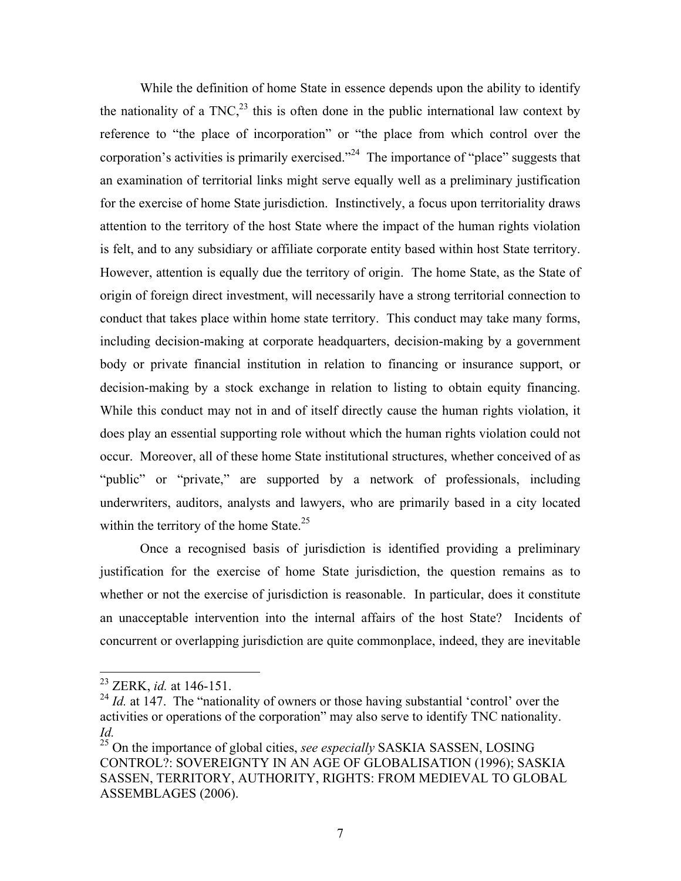While the definition of home State in essence depends upon the ability to identify the nationality of a TNC,[23] this is often done in the public international law context by reference to "the place of incorporation" or "the place from which control over the corporation's activities is primarily exercised."[24] The importance of "place" suggests that an examination of territorial links might serve equally well as a preliminary justification for the exercise of home State jurisdiction. Instinctively, a focus upon territoriality draws attention to the territory of the host State where the impact of the human rights violation is felt, and to any subsidiary or affiliate corporate entity based within host State territory. However, attention is equally due the territory of origin. The home State, as the State of origin of foreign direct investment, will necessarily have a strong territorial connection to conduct that takes place within home state territory. This conduct may take many forms, including decision-making at corporate headquarters, decision-making by a government body or private financial institution in relation to financing or insurance support, or decision-making by a stock exchange in relation to listing to obtain equity financing. While this conduct may not in and of itself directly cause the human rights violation, it does play an essential supporting role without which the human rights violation could not occur. Moreover, all of these home State institutional structures, whether conceived of as "public" or "private," are supported by a network of professionals, including underwriters, auditors, analysts and lawyers, who are primarily based in a city located within the territory of the home State.[25]

Once a recognised basis of jurisdiction is identified providing a preliminary justification for the exercise of home State jurisdiction, the question remains as to whether or not the exercise of jurisdiction is reasonable. In particular, does it constitute an unacceptable intervention into the internal affairs of the host State? Incidents of concurrent or overlapping jurisdiction are quite commonplace, indeed, they are inevitable

---

[23] ZERK, *id.* at 146-151.

[24] *Id.* at 147. The "nationality of owners or those having substantial 'control' over the activities or operations of the corporation" may also serve to identify TNC nationality. *Id.*

[25] On the importance of global cities, *see especially* SASKIA SASSEN, LOSING CONTROL?: SOVEREIGNTY IN AN AGE OF GLOBALISATION (1996); SASKIA SASSEN, TERRITORY, AUTHORITY, RIGHTS: FROM MEDIEVAL TO GLOBAL ASSEMBLAGES (2006).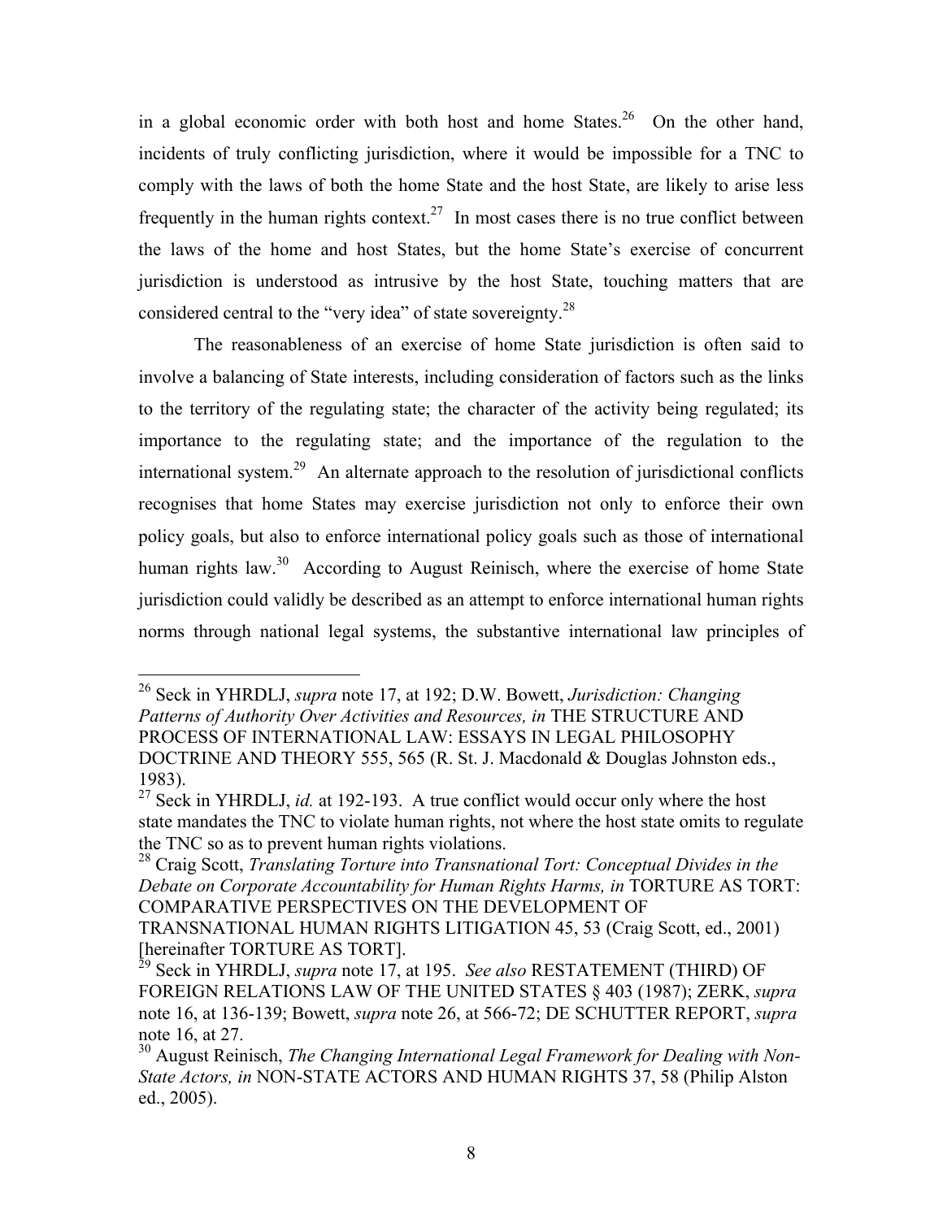in a global economic order with both host and home States.[26] On the other hand, incidents of truly conflicting jurisdiction, where it would be impossible for a TNC to comply with the laws of both the home State and the host State, are likely to arise less frequently in the human rights context.[27] In most cases there is no true conflict between the laws of the home and host States, but the home State's exercise of concurrent jurisdiction is understood as intrusive by the host State, touching matters that are considered central to the "very idea" of state sovereignty.[28]

The reasonableness of an exercise of home State jurisdiction is often said to involve a balancing of State interests, including consideration of factors such as the links to the territory of the regulating state; the character of the activity being regulated; its importance to the regulating state; and the importance of the regulation to the international system.[29] An alternate approach to the resolution of jurisdictional conflicts recognises that home States may exercise jurisdiction not only to enforce their own policy goals, but also to enforce international policy goals such as those of international human rights law.[30] According to August Reinisch, where the exercise of home State jurisdiction could validly be described as an attempt to enforce international human rights norms through national legal systems, the substantive international law principles of

---

[26] Seck in YHRDLJ, *supra* note 17, at 192; D.W. Bowett, *Jurisdiction: Changing Patterns of Authority Over Activities and Resources, in* THE STRUCTURE AND PROCESS OF INTERNATIONAL LAW: ESSAYS IN LEGAL PHILOSOPHY DOCTRINE AND THEORY 555, 565 (R. St. J. Macdonald & Douglas Johnston eds., 1983).

[27] Seck in YHRDLJ, *id.* at 192-193. A true conflict would occur only where the host state mandates the TNC to violate human rights, not where the host state omits to regulate the TNC so as to prevent human rights violations.

[28] Craig Scott, *Translating Torture into Transnational Tort: Conceptual Divides in the Debate on Corporate Accountability for Human Rights Harms, in* TORTURE AS TORT: COMPARATIVE PERSPECTIVES ON THE DEVELOPMENT OF TRANSNATIONAL HUMAN RIGHTS LITIGATION 45, 53 (Craig Scott, ed., 2001) [hereinafter TORTURE AS TORT].

[29] Seck in YHRDLJ, *supra* note 17, at 195. *See also* RESTATEMENT (THIRD) OF FOREIGN RELATIONS LAW OF THE UNITED STATES § 403 (1987); ZERK, *supra* note 16, at 136-139; Bowett, *supra* note 26, at 566-72; DE SCHUTTER REPORT, *supra* note 16, at 27.

[30] August Reinisch, *The Changing International Legal Framework for Dealing with Non-State Actors, in* NON-STATE ACTORS AND HUMAN RIGHTS 37, 58 (Philip Alston ed., 2005).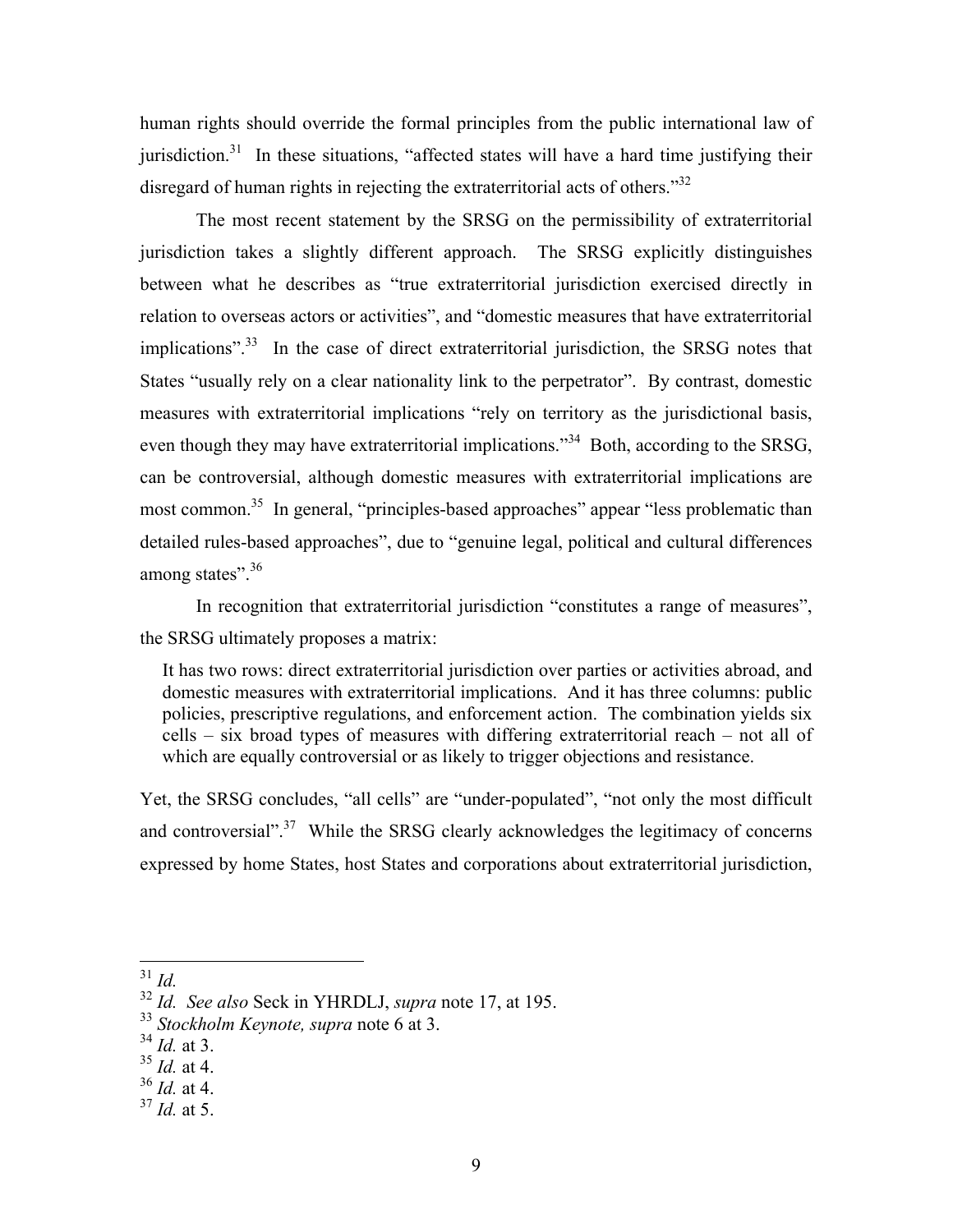human rights should override the formal principles from the public international law of jurisdiction.[31] In these situations, "affected states will have a hard time justifying their disregard of human rights in rejecting the extraterritorial acts of others."[32]

The most recent statement by the SRSG on the permissibility of extraterritorial jurisdiction takes a slightly different approach. The SRSG explicitly distinguishes between what he describes as "true extraterritorial jurisdiction exercised directly in relation to overseas actors or activities", and "domestic measures that have extraterritorial implications".[33] In the case of direct extraterritorial jurisdiction, the SRSG notes that States "usually rely on a clear nationality link to the perpetrator". By contrast, domestic measures with extraterritorial implications "rely on territory as the jurisdictional basis, even though they may have extraterritorial implications."[34] Both, according to the SRSG, can be controversial, although domestic measures with extraterritorial implications are most common.[35] In general, "principles-based approaches" appear "less problematic than detailed rules-based approaches", due to "genuine legal, political and cultural differences among states".[36]

In recognition that extraterritorial jurisdiction "constitutes a range of measures", the SRSG ultimately proposes a matrix:

> It has two rows: direct extraterritorial jurisdiction over parties or activities abroad, and domestic measures with extraterritorial implications. And it has three columns: public policies, prescriptive regulations, and enforcement action. The combination yields six cells – six broad types of measures with differing extraterritorial reach – not all of which are equally controversial or as likely to trigger objections and resistance.

Yet, the SRSG concludes, "all cells" are "under-populated", "not only the most difficult and controversial".[37] While the SRSG clearly acknowledges the legitimacy of concerns expressed by home States, host States and corporations about extraterritorial jurisdiction,

---

[31] *Id.*

[32] *Id. See also* Seck in YHRDLJ, *supra* note 17, at 195.

[33] *Stockholm Keynote, supra* note 6 at 3.

[34] *Id.* at 3.

[35] *Id.* at 4.

[36] *Id.* at 4.

[37] *Id.* at 5.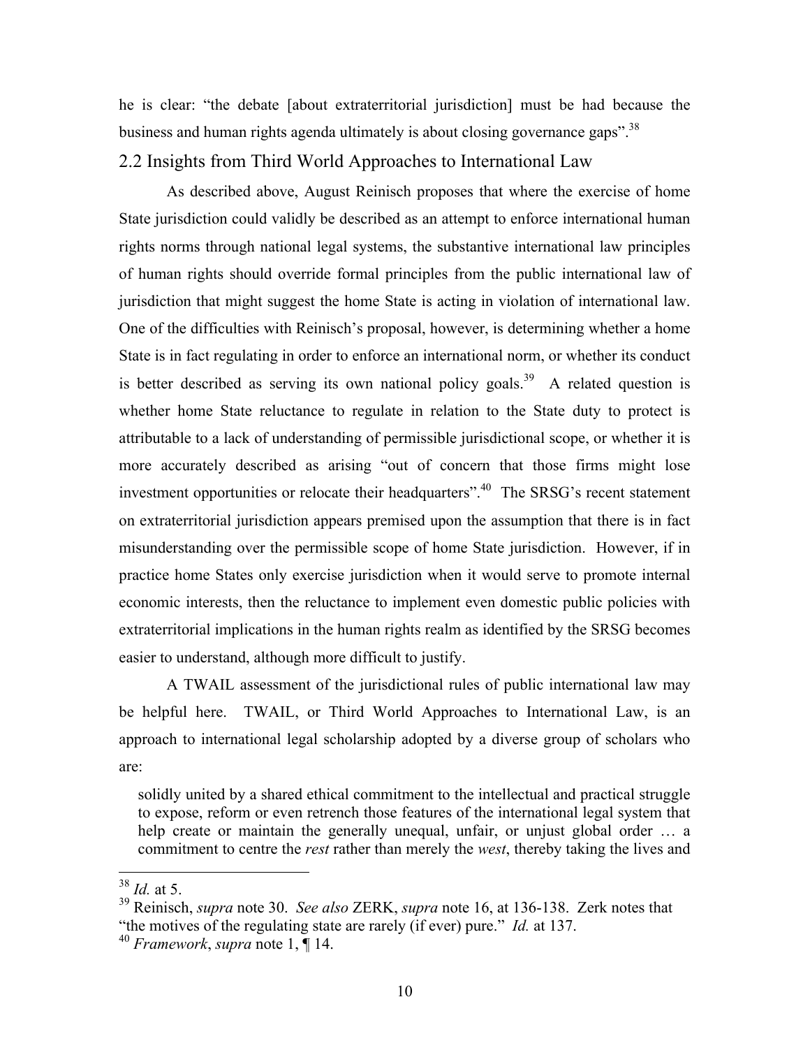he is clear: "the debate [about extraterritorial jurisdiction] must be had because the business and human rights agenda ultimately is about closing governance gaps".[38]

## 2.2 Insights from Third World Approaches to International Law

As described above, August Reinisch proposes that where the exercise of home State jurisdiction could validly be described as an attempt to enforce international human rights norms through national legal systems, the substantive international law principles of human rights should override formal principles from the public international law of jurisdiction that might suggest the home State is acting in violation of international law. One of the difficulties with Reinisch's proposal, however, is determining whether a home State is in fact regulating in order to enforce an international norm, or whether its conduct is better described as serving its own national policy goals.[39] A related question is whether home State reluctance to regulate in relation to the State duty to protect is attributable to a lack of understanding of permissible jurisdictional scope, or whether it is more accurately described as arising "out of concern that those firms might lose investment opportunities or relocate their headquarters".[40] The SRSG's recent statement on extraterritorial jurisdiction appears premised upon the assumption that there is in fact misunderstanding over the permissible scope of home State jurisdiction. However, if in practice home States only exercise jurisdiction when it would serve to promote internal economic interests, then the reluctance to implement even domestic public policies with extraterritorial implications in the human rights realm as identified by the SRSG becomes easier to understand, although more difficult to justify.

A TWAIL assessment of the jurisdictional rules of public international law may be helpful here. TWAIL, or Third World Approaches to International Law, is an approach to international legal scholarship adopted by a diverse group of scholars who are:

> solidly united by a shared ethical commitment to the intellectual and practical struggle to expose, reform or even retrench those features of the international legal system that help create or maintain the generally unequal, unfair, or unjust global order … a commitment to centre the *rest* rather than merely the *west*, thereby taking the lives and

---

[38] *Id.* at 5.

[39] Reinisch, *supra* note 30. *See also* ZERK, *supra* note 16, at 136-138. Zerk notes that "the motives of the regulating state are rarely (if ever) pure." *Id.* at 137.

[40] *Framework*, *supra* note 1, ¶ 14.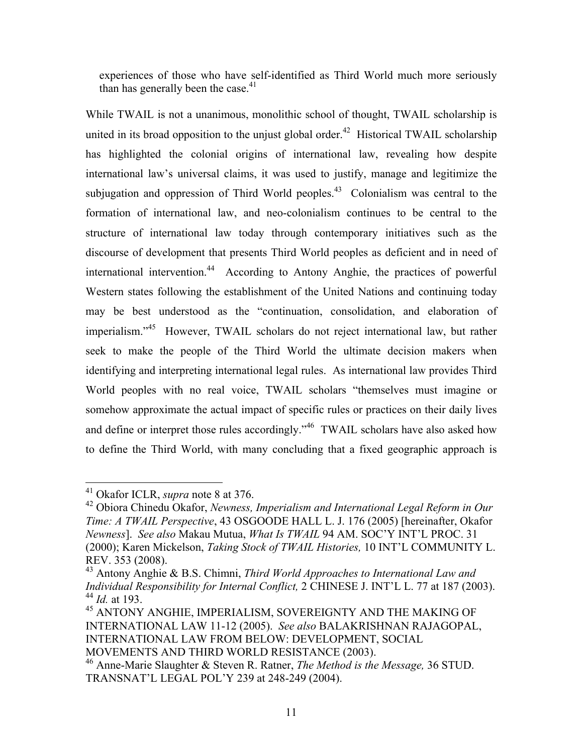experiences of those who have self-identified as Third World much more seriously than has generally been the case.[41]

While TWAIL is not a unanimous, monolithic school of thought, TWAIL scholarship is united in its broad opposition to the unjust global order.[42] Historical TWAIL scholarship has highlighted the colonial origins of international law, revealing how despite international law's universal claims, it was used to justify, manage and legitimize the subjugation and oppression of Third World peoples.[43] Colonialism was central to the formation of international law, and neo-colonialism continues to be central to the structure of international law today through contemporary initiatives such as the discourse of development that presents Third World peoples as deficient and in need of international intervention.[44] According to Antony Anghie, the practices of powerful Western states following the establishment of the United Nations and continuing today may be best understood as the "continuation, consolidation, and elaboration of imperialism."[45] However, TWAIL scholars do not reject international law, but rather seek to make the people of the Third World the ultimate decision makers when identifying and interpreting international legal rules. As international law provides Third World peoples with no real voice, TWAIL scholars "themselves must imagine or somehow approximate the actual impact of specific rules or practices on their daily lives and define or interpret those rules accordingly."[46] TWAIL scholars have also asked how to define the Third World, with many concluding that a fixed geographic approach is

---

[41] Okafor ICLR, *supra* note 8 at 376.

[42] Obiora Chinedu Okafor, *Newness, Imperialism and International Legal Reform in Our Time: A TWAIL Perspective*, 43 OSGOODE HALL L. J. 176 (2005) [hereinafter, Okafor *Newness*]. *See also* Makau Mutua, *What Is TWAIL* 94 AM. SOC'Y INT'L PROC. 31 (2000); Karen Mickelson, *Taking Stock of TWAIL Histories,* 10 INT'L COMMUNITY L. REV. 353 (2008).

[43] Antony Anghie & B.S. Chimni, *Third World Approaches to International Law and Individual Responsibility for Internal Conflict,* 2 CHINESE J. INT'L L. 77 at 187 (2003).

[44] *Id.* at 193.

[45] ANTONY ANGHIE, IMPERIALISM, SOVEREIGNTY AND THE MAKING OF INTERNATIONAL LAW 11-12 (2005). *See also* BALAKRISHNAN RAJAGOPAL, INTERNATIONAL LAW FROM BELOW: DEVELOPMENT, SOCIAL MOVEMENTS AND THIRD WORLD RESISTANCE (2003).

[46] Anne-Marie Slaughter & Steven R. Ratner, *The Method is the Message,* 36 STUD. TRANSNAT'L LEGAL POL'Y 239 at 248-249 (2004).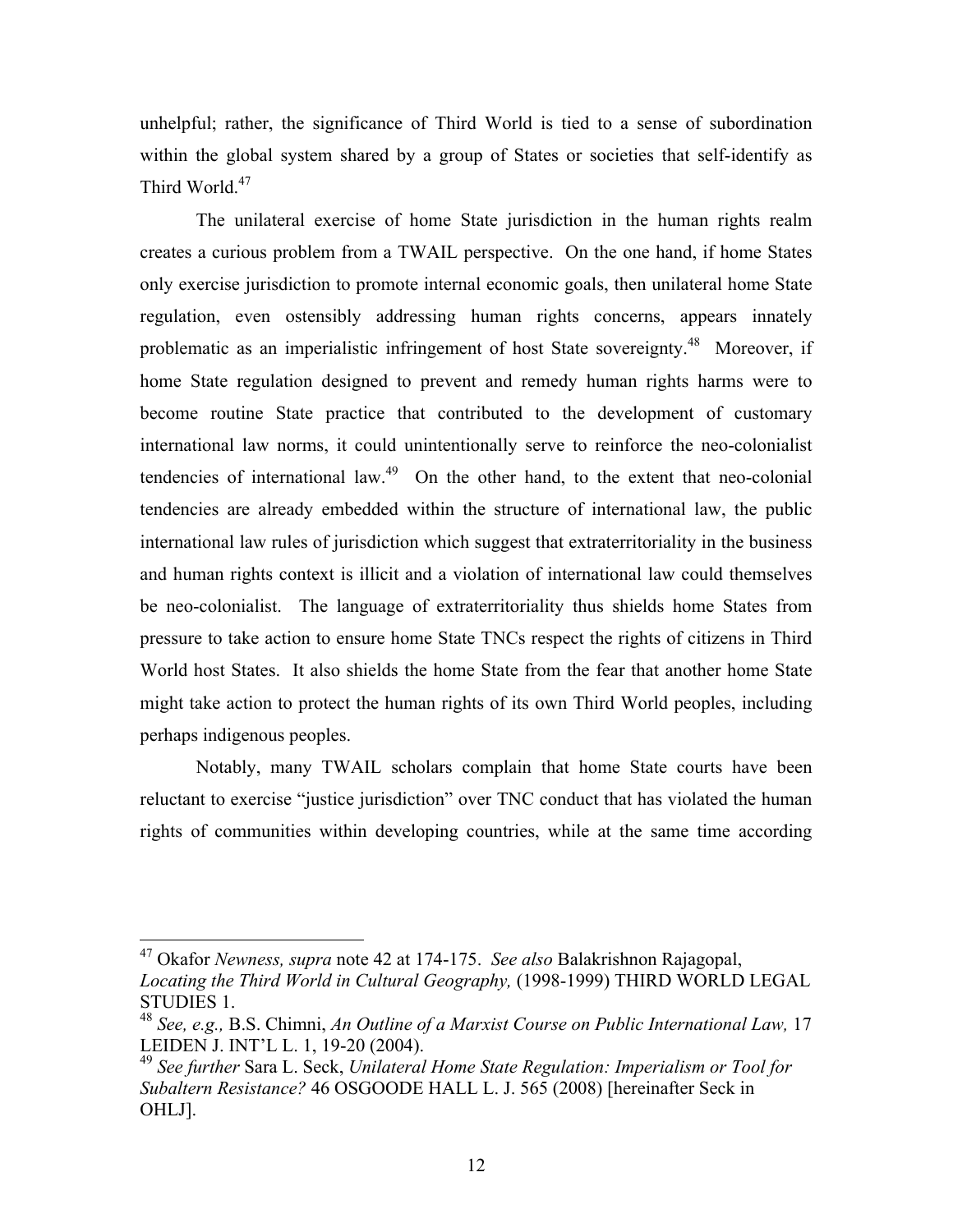unhelpful; rather, the significance of Third World is tied to a sense of subordination within the global system shared by a group of States or societies that self-identify as Third World.[47]

The unilateral exercise of home State jurisdiction in the human rights realm creates a curious problem from a TWAIL perspective. On the one hand, if home States only exercise jurisdiction to promote internal economic goals, then unilateral home State regulation, even ostensibly addressing human rights concerns, appears innately problematic as an imperialistic infringement of host State sovereignty.[48] Moreover, if home State regulation designed to prevent and remedy human rights harms were to become routine State practice that contributed to the development of customary international law norms, it could unintentionally serve to reinforce the neo-colonialist tendencies of international law.[49] On the other hand, to the extent that neo-colonial tendencies are already embedded within the structure of international law, the public international law rules of jurisdiction which suggest that extraterritoriality in the business and human rights context is illicit and a violation of international law could themselves be neo-colonialist. The language of extraterritoriality thus shields home States from pressure to take action to ensure home State TNCs respect the rights of citizens in Third World host States. It also shields the home State from the fear that another home State might take action to protect the human rights of its own Third World peoples, including perhaps indigenous peoples.

Notably, many TWAIL scholars complain that home State courts have been reluctant to exercise "justice jurisdiction" over TNC conduct that has violated the human rights of communities within developing countries, while at the same time according

---

[47] Okafor *Newness, supra* note 42 at 174-175. *See also* Balakrishnon Rajagopal, *Locating the Third World in Cultural Geography,* (1998-1999) THIRD WORLD LEGAL STUDIES 1.

[48] *See, e.g.,* B.S. Chimni, *An Outline of a Marxist Course on Public International Law,* 17 LEIDEN J. INT'L L. 1, 19-20 (2004).

[49] *See further* Sara L. Seck, *Unilateral Home State Regulation: Imperialism or Tool for Subaltern Resistance?* 46 OSGOODE HALL L. J. 565 (2008) [hereinafter Seck in OHLJ].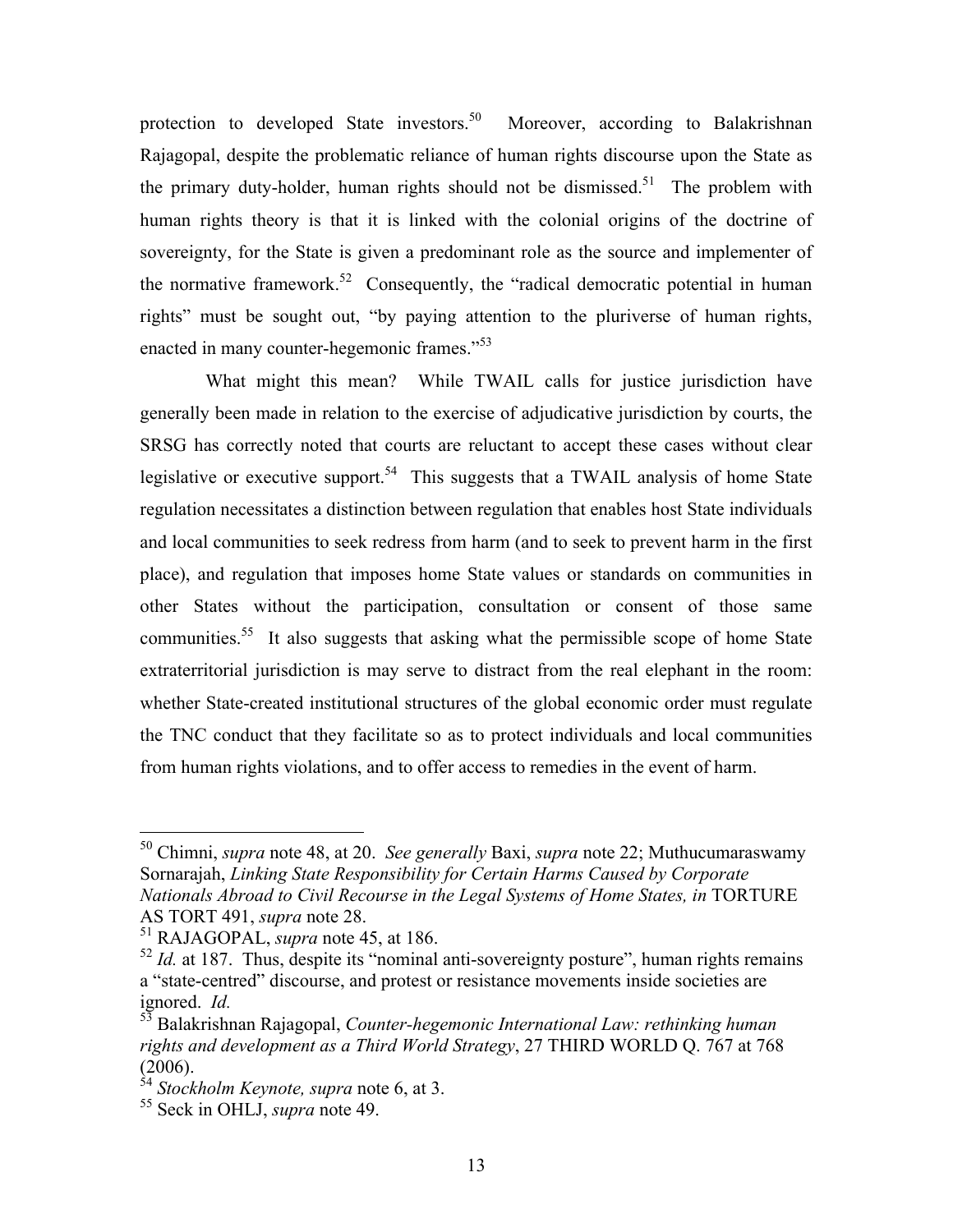protection to developed State investors.[50] Moreover, according to Balakrishnan Rajagopal, despite the problematic reliance of human rights discourse upon the State as the primary duty-holder, human rights should not be dismissed.[51] The problem with human rights theory is that it is linked with the colonial origins of the doctrine of sovereignty, for the State is given a predominant role as the source and implementer of the normative framework.[52] Consequently, the "radical democratic potential in human rights" must be sought out, "by paying attention to the pluriverse of human rights, enacted in many counter-hegemonic frames."[53]

What might this mean? While TWAIL calls for justice jurisdiction have generally been made in relation to the exercise of adjudicative jurisdiction by courts, the SRSG has correctly noted that courts are reluctant to accept these cases without clear legislative or executive support.[54] This suggests that a TWAIL analysis of home State regulation necessitates a distinction between regulation that enables host State individuals and local communities to seek redress from harm (and to seek to prevent harm in the first place), and regulation that imposes home State values or standards on communities in other States without the participation, consultation or consent of those same communities.[55] It also suggests that asking what the permissible scope of home State extraterritorial jurisdiction is may serve to distract from the real elephant in the room: whether State-created institutional structures of the global economic order must regulate the TNC conduct that they facilitate so as to protect individuals and local communities from human rights violations, and to offer access to remedies in the event of harm.

---

[50] Chimni, *supra* note 48, at 20. *See generally* Baxi, *supra* note 22; Muthucumaraswamy Sornarajah, *Linking State Responsibility for Certain Harms Caused by Corporate Nationals Abroad to Civil Recourse in the Legal Systems of Home States, in* TORTURE AS TORT 491, *supra* note 28.

[51] RAJAGOPAL, *supra* note 45, at 186.

[52] *Id.* at 187. Thus, despite its "nominal anti-sovereignty posture", human rights remains a "state-centred" discourse, and protest or resistance movements inside societies are ignored. *Id.*

[53] Balakrishnan Rajagopal, *Counter-hegemonic International Law: rethinking human rights and development as a Third World Strategy*, 27 THIRD WORLD Q. 767 at 768 (2006).

[54] *Stockholm Keynote, supra* note 6, at 3.

[55] Seck in OHLJ, *supra* note 49.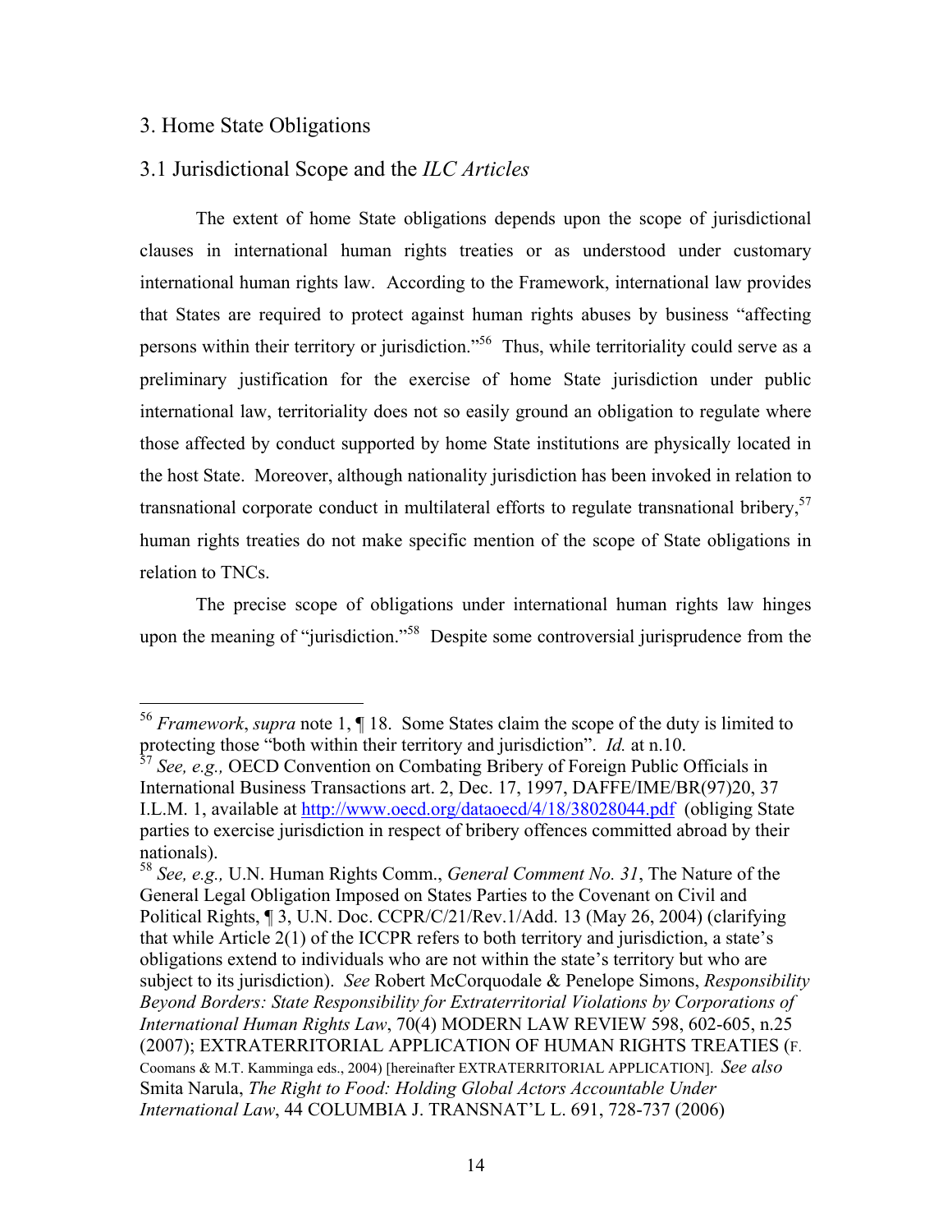## 3. Home State Obligations

### 3.1 Jurisdictional Scope and the *ILC Articles*

The extent of home State obligations depends upon the scope of jurisdictional clauses in international human rights treaties or as understood under customary international human rights law. According to the Framework, international law provides that States are required to protect against human rights abuses by business "affecting persons within their territory or jurisdiction."[56] Thus, while territoriality could serve as a preliminary justification for the exercise of home State jurisdiction under public international law, territoriality does not so easily ground an obligation to regulate where those affected by conduct supported by home State institutions are physically located in the host State. Moreover, although nationality jurisdiction has been invoked in relation to transnational corporate conduct in multilateral efforts to regulate transnational bribery,[57] human rights treaties do not make specific mention of the scope of State obligations in relation to TNCs.

The precise scope of obligations under international human rights law hinges upon the meaning of "jurisdiction."[58] Despite some controversial jurisprudence from the

---

[56] *Framework*, *supra* note 1, ¶ 18. Some States claim the scope of the duty is limited to protecting those "both within their territory and jurisdiction". *Id.* at n.10.

[57] *See, e.g.,* OECD Convention on Combating Bribery of Foreign Public Officials in International Business Transactions art. 2, Dec. 17, 1997, DAFFE/IME/BR(97)20, 37 I.L.M. 1, available at http://www.oecd.org/dataoecd/4/18/38028044.pdf (obliging State parties to exercise jurisdiction in respect of bribery offences committed abroad by their nationals).

[58] *See, e.g.,* U.N. Human Rights Comm., *General Comment No. 31*, The Nature of the General Legal Obligation Imposed on States Parties to the Covenant on Civil and Political Rights, ¶ 3, U.N. Doc. CCPR/C/21/Rev.1/Add. 13 (May 26, 2004) (clarifying that while Article 2(1) of the ICCPR refers to both territory and jurisdiction, a state's obligations extend to individuals who are not within the state's territory but who are subject to its jurisdiction). *See* Robert McCorquodale & Penelope Simons, *Responsibility Beyond Borders: State Responsibility for Extraterritorial Violations by Corporations of International Human Rights Law*, 70(4) MODERN LAW REVIEW 598, 602-605, n.25 (2007); EXTRATERRITORIAL APPLICATION OF HUMAN RIGHTS TREATIES (F. Coomans & M.T. Kamminga eds., 2004) [hereinafter EXTRATERRITORIAL APPLICATION]. *See also* Smita Narula, *The Right to Food: Holding Global Actors Accountable Under International Law*, 44 COLUMBIA J. TRANSNAT'L L. 691, 728-737 (2006)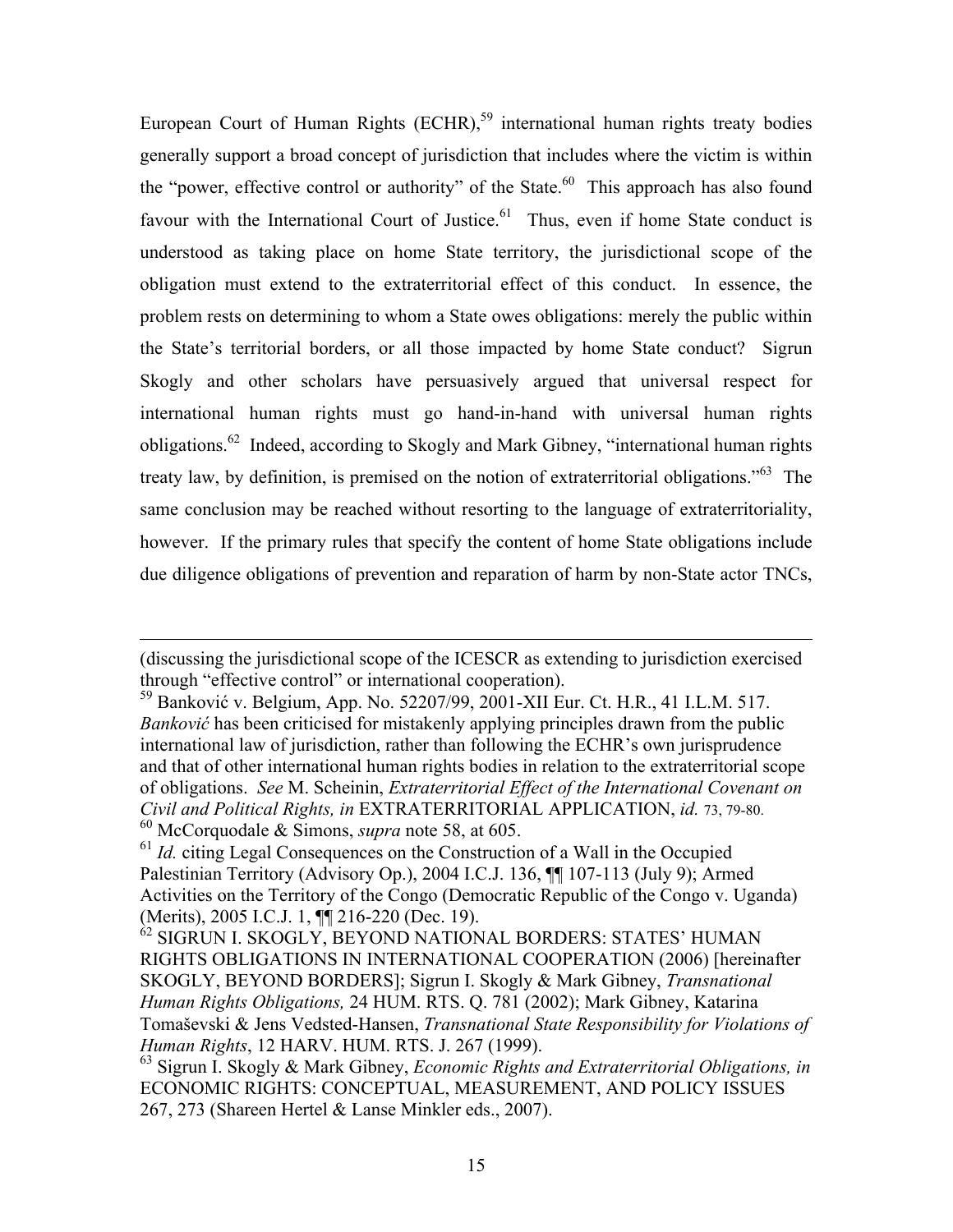European Court of Human Rights (ECHR),[59] international human rights treaty bodies generally support a broad concept of jurisdiction that includes where the victim is within the "power, effective control or authority" of the State.[60] This approach has also found favour with the International Court of Justice.[61] Thus, even if home State conduct is understood as taking place on home State territory, the jurisdictional scope of the obligation must extend to the extraterritorial effect of this conduct. In essence, the problem rests on determining to whom a State owes obligations: merely the public within the State's territorial borders, or all those impacted by home State conduct? Sigrun Skogly and other scholars have persuasively argued that universal respect for international human rights must go hand-in-hand with universal human rights obligations.[62] Indeed, according to Skogly and Mark Gibney, "international human rights treaty law, by definition, is premised on the notion of extraterritorial obligations."[63] The same conclusion may be reached without resorting to the language of extraterritoriality, however. If the primary rules that specify the content of home State obligations include due diligence obligations of prevention and reparation of harm by non-State actor TNCs,

---

(discussing the jurisdictional scope of the ICESCR as extending to jurisdiction exercised through "effective control" or international cooperation).

[59] Banković v. Belgium, App. No. 52207/99, 2001-XII Eur. Ct. H.R., 41 I.L.M. 517. *Banković* has been criticised for mistakenly applying principles drawn from the public international law of jurisdiction, rather than following the ECHR's own jurisprudence and that of other international human rights bodies in relation to the extraterritorial scope of obligations. *See* M. Scheinin, *Extraterritorial Effect of the International Covenant on Civil and Political Rights, in* EXTRATERRITORIAL APPLICATION, *id.* 73, 79-80.

[60] McCorquodale & Simons, *supra* note 58, at 605.

[61] *Id.* citing Legal Consequences on the Construction of a Wall in the Occupied Palestinian Territory (Advisory Op.), 2004 I.C.J. 136, ¶¶ 107-113 (July 9); Armed Activities on the Territory of the Congo (Democratic Republic of the Congo v. Uganda) (Merits), 2005 I.C.J. 1, ¶¶ 216-220 (Dec. 19).

[62] SIGRUN I. SKOGLY, BEYOND NATIONAL BORDERS: STATES' HUMAN RIGHTS OBLIGATIONS IN INTERNATIONAL COOPERATION (2006) [hereinafter SKOGLY, BEYOND BORDERS]; Sigrun I. Skogly & Mark Gibney, *Transnational Human Rights Obligations,* 24 HUM. RTS. Q. 781 (2002); Mark Gibney, Katarina Tomaševski & Jens Vedsted-Hansen, *Transnational State Responsibility for Violations of Human Rights*, 12 HARV. HUM. RTS. J. 267 (1999).

[63] Sigrun I. Skogly & Mark Gibney, *Economic Rights and Extraterritorial Obligations, in* ECONOMIC RIGHTS: CONCEPTUAL, MEASUREMENT, AND POLICY ISSUES 267, 273 (Shareen Hertel & Lanse Minkler eds., 2007).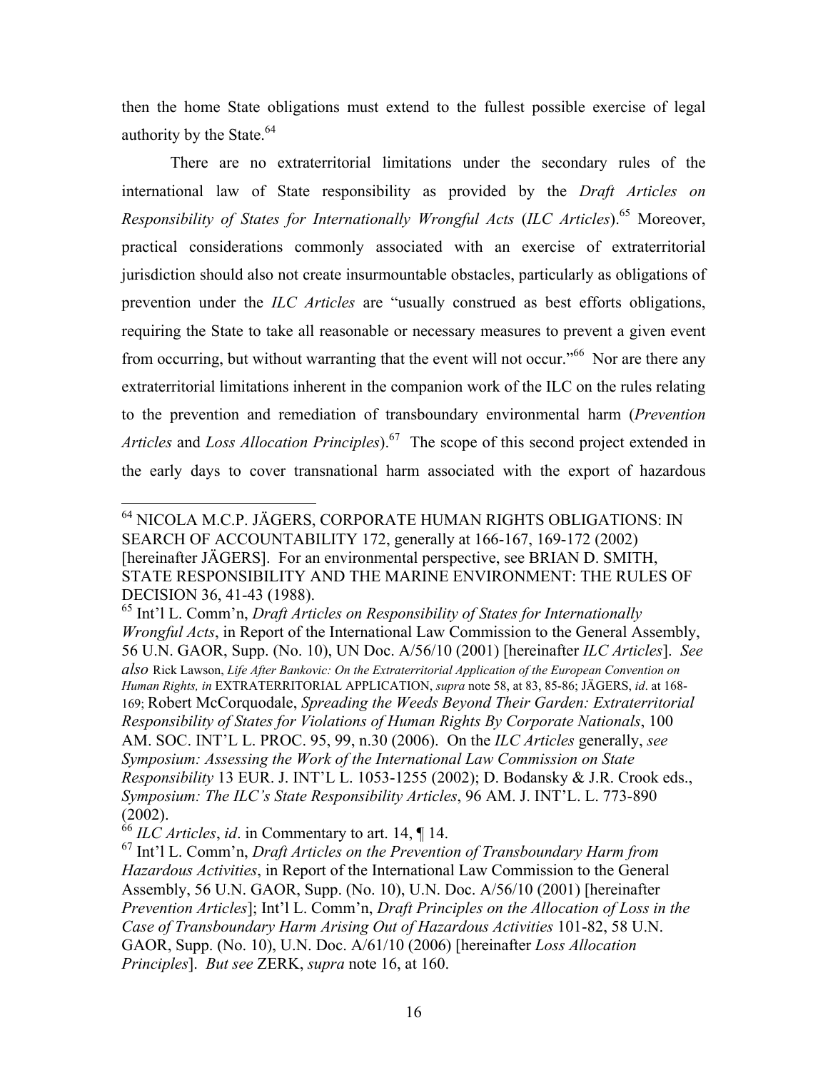then the home State obligations must extend to the fullest possible exercise of legal authority by the State.[64]

There are no extraterritorial limitations under the secondary rules of the international law of State responsibility as provided by the *Draft Articles on Responsibility of States for Internationally Wrongful Acts* (*ILC Articles*).[65] Moreover, practical considerations commonly associated with an exercise of extraterritorial jurisdiction should also not create insurmountable obstacles, particularly as obligations of prevention under the *ILC Articles* are "usually construed as best efforts obligations, requiring the State to take all reasonable or necessary measures to prevent a given event from occurring, but without warranting that the event will not occur."[66] Nor are there any extraterritorial limitations inherent in the companion work of the ILC on the rules relating to the prevention and remediation of transboundary environmental harm (*Prevention Articles* and *Loss Allocation Principles*).[67] The scope of this second project extended in the early days to cover transnational harm associated with the export of hazardous

---

[64] NICOLA M.C.P. JÄGERS, CORPORATE HUMAN RIGHTS OBLIGATIONS: IN SEARCH OF ACCOUNTABILITY 172, generally at 166-167, 169-172 (2002) [hereinafter JÄGERS]. For an environmental perspective, see BRIAN D. SMITH, STATE RESPONSIBILITY AND THE MARINE ENVIRONMENT: THE RULES OF DECISION 36, 41-43 (1988).

[65] Int'l L. Comm'n, *Draft Articles on Responsibility of States for Internationally Wrongful Acts*, in Report of the International Law Commission to the General Assembly, 56 U.N. GAOR, Supp. (No. 10), UN Doc. A/56/10 (2001) [hereinafter *ILC Articles*]. *See also* Rick Lawson, *Life After Bankovic: On the Extraterritorial Application of the European Convention on Human Rights, in* EXTRATERRITORIAL APPLICATION, *supra* note 58, at 83, 85-86; JÄGERS, *id*. at 168-169; Robert McCorquodale, *Spreading the Weeds Beyond Their Garden: Extraterritorial Responsibility of States for Violations of Human Rights By Corporate Nationals*, 100 AM. SOC. INT'L L. PROC. 95, 99, n.30 (2006). On the *ILC Articles* generally, *see Symposium: Assessing the Work of the International Law Commission on State Responsibility* 13 EUR. J. INT'L L. 1053-1255 (2002); D. Bodansky & J.R. Crook eds., *Symposium: The ILC's State Responsibility Articles*, 96 AM. J. INT'L. L. 773-890 (2002).

[66] *ILC Articles*, *id*. in Commentary to art. 14, ¶ 14.

[67] Int'l L. Comm'n, *Draft Articles on the Prevention of Transboundary Harm from Hazardous Activities*, in Report of the International Law Commission to the General Assembly, 56 U.N. GAOR, Supp. (No. 10), U.N. Doc. A/56/10 (2001) [hereinafter *Prevention Articles*]; Int'l L. Comm'n, *Draft Principles on the Allocation of Loss in the Case of Transboundary Harm Arising Out of Hazardous Activities* 101-82, 58 U.N. GAOR, Supp. (No. 10), U.N. Doc. A/61/10 (2006) [hereinafter *Loss Allocation Principles*]. *But see* ZERK, *supra* note 16, at 160.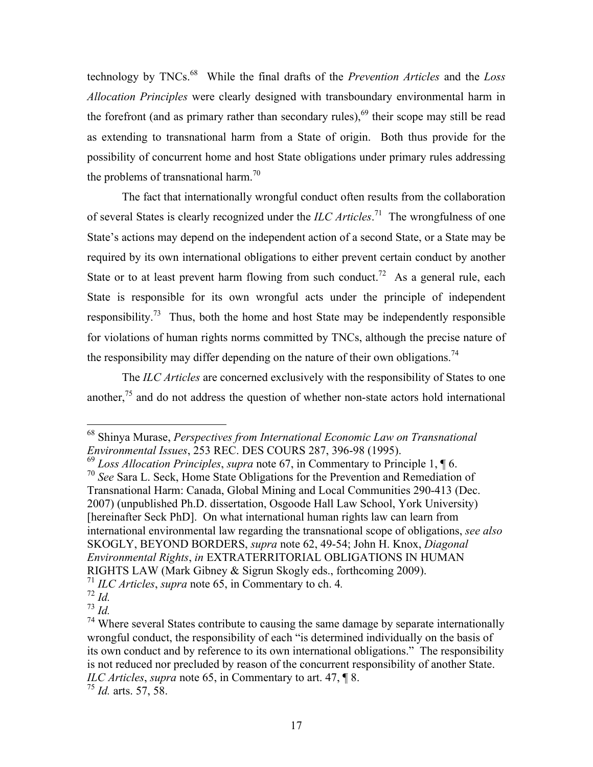technology by TNCs.[68] While the final drafts of the *Prevention Articles* and the *Loss Allocation Principles* were clearly designed with transboundary environmental harm in the forefront (and as primary rather than secondary rules),[69] their scope may still be read as extending to transnational harm from a State of origin. Both thus provide for the possibility of concurrent home and host State obligations under primary rules addressing the problems of transnational harm.[70]

The fact that internationally wrongful conduct often results from the collaboration of several States is clearly recognized under the *ILC Articles*.[71] The wrongfulness of one State's actions may depend on the independent action of a second State, or a State may be required by its own international obligations to either prevent certain conduct by another State or to at least prevent harm flowing from such conduct.[72] As a general rule, each State is responsible for its own wrongful acts under the principle of independent responsibility.[73] Thus, both the home and host State may be independently responsible for violations of human rights norms committed by TNCs, although the precise nature of the responsibility may differ depending on the nature of their own obligations.[74]

The *ILC Articles* are concerned exclusively with the responsibility of States to one another,[75] and do not address the question of whether non-state actors hold international

---

[68] Shinya Murase, *Perspectives from International Economic Law on Transnational Environmental Issues*, 253 REC. DES COURS 287, 396-98 (1995).

[69] *Loss Allocation Principles*, *supra* note 67, in Commentary to Principle 1, ¶ 6.

[70] *See* Sara L. Seck, Home State Obligations for the Prevention and Remediation of Transnational Harm: Canada, Global Mining and Local Communities 290-413 (Dec. 2007) (unpublished Ph.D. dissertation, Osgoode Hall Law School, York University) [hereinafter Seck PhD]. On what international human rights law can learn from international environmental law regarding the transnational scope of obligations, *see also* SKOGLY, BEYOND BORDERS, *supra* note 62, 49-54; John H. Knox, *Diagonal Environmental Rights*, *in* EXTRATERRITORIAL OBLIGATIONS IN HUMAN RIGHTS LAW (Mark Gibney & Sigrun Skogly eds., forthcoming 2009).

[71] *ILC Articles*, *supra* note 65, in Commentary to ch. 4.

[72] *Id.*

[73] *Id.*

[74] Where several States contribute to causing the same damage by separate internationally wrongful conduct, the responsibility of each "is determined individually on the basis of its own conduct and by reference to its own international obligations." The responsibility is not reduced nor precluded by reason of the concurrent responsibility of another State. *ILC Articles*, *supra* note 65, in Commentary to art. 47, ¶ 8.

[75] *Id.* arts. 57, 58.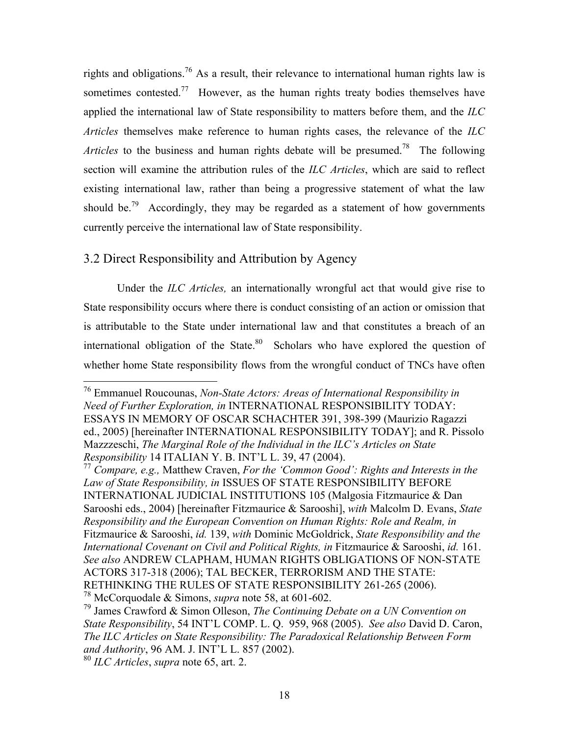rights and obligations.[76] As a result, their relevance to international human rights law is sometimes contested.[77] However, as the human rights treaty bodies themselves have applied the international law of State responsibility to matters before them, and the *ILC Articles* themselves make reference to human rights cases, the relevance of the *ILC Articles* to the business and human rights debate will be presumed.[78] The following section will examine the attribution rules of the *ILC Articles*, which are said to reflect existing international law, rather than being a progressive statement of what the law should be.[79] Accordingly, they may be regarded as a statement of how governments currently perceive the international law of State responsibility.

## 3.2 Direct Responsibility and Attribution by Agency

Under the *ILC Articles,* an internationally wrongful act that would give rise to State responsibility occurs where there is conduct consisting of an action or omission that is attributable to the State under international law and that constitutes a breach of an international obligation of the State.[80] Scholars who have explored the question of whether home State responsibility flows from the wrongful conduct of TNCs have often

---

[76] Emmanuel Roucounas, *Non-State Actors: Areas of International Responsibility in Need of Further Exploration, in* INTERNATIONAL RESPONSIBILITY TODAY: ESSAYS IN MEMORY OF OSCAR SCHACHTER 391, 398-399 (Maurizio Ragazzi ed., 2005) [hereinafter INTERNATIONAL RESPONSIBILITY TODAY]; and R. Pissolo Mazzzeschi, *The Marginal Role of the Individual in the ILC's Articles on State Responsibility* 14 ITALIAN Y. B. INT'L L. 39, 47 (2004).

[77] *Compare, e.g.,* Matthew Craven, *For the 'Common Good': Rights and Interests in the Law of State Responsibility, in* ISSUES OF STATE RESPONSIBILITY BEFORE INTERNATIONAL JUDICIAL INSTITUTIONS 105 (Malgosia Fitzmaurice & Dan Sarooshi eds., 2004) [hereinafter Fitzmaurice & Sarooshi], *with* Malcolm D. Evans, *State Responsibility and the European Convention on Human Rights: Role and Realm, in* Fitzmaurice & Sarooshi, *id.* 139, *with* Dominic McGoldrick, *State Responsibility and the International Covenant on Civil and Political Rights, in* Fitzmaurice & Sarooshi, *id.* 161. *See also* ANDREW CLAPHAM, HUMAN RIGHTS OBLIGATIONS OF NON-STATE ACTORS 317-318 (2006); TAL BECKER, TERRORISM AND THE STATE: RETHINKING THE RULES OF STATE RESPONSIBILITY 261-265 (2006).

[78] McCorquodale & Simons, *supra* note 58, at 601-602.

[79] James Crawford & Simon Olleson, *The Continuing Debate on a UN Convention on State Responsibility*, 54 INT'L COMP. L. Q. 959, 968 (2005). *See also* David D. Caron, *The ILC Articles on State Responsibility: The Paradoxical Relationship Between Form and Authority*, 96 AM. J. INT'L L. 857 (2002).

[80] *ILC Articles*, *supra* note 65, art. 2.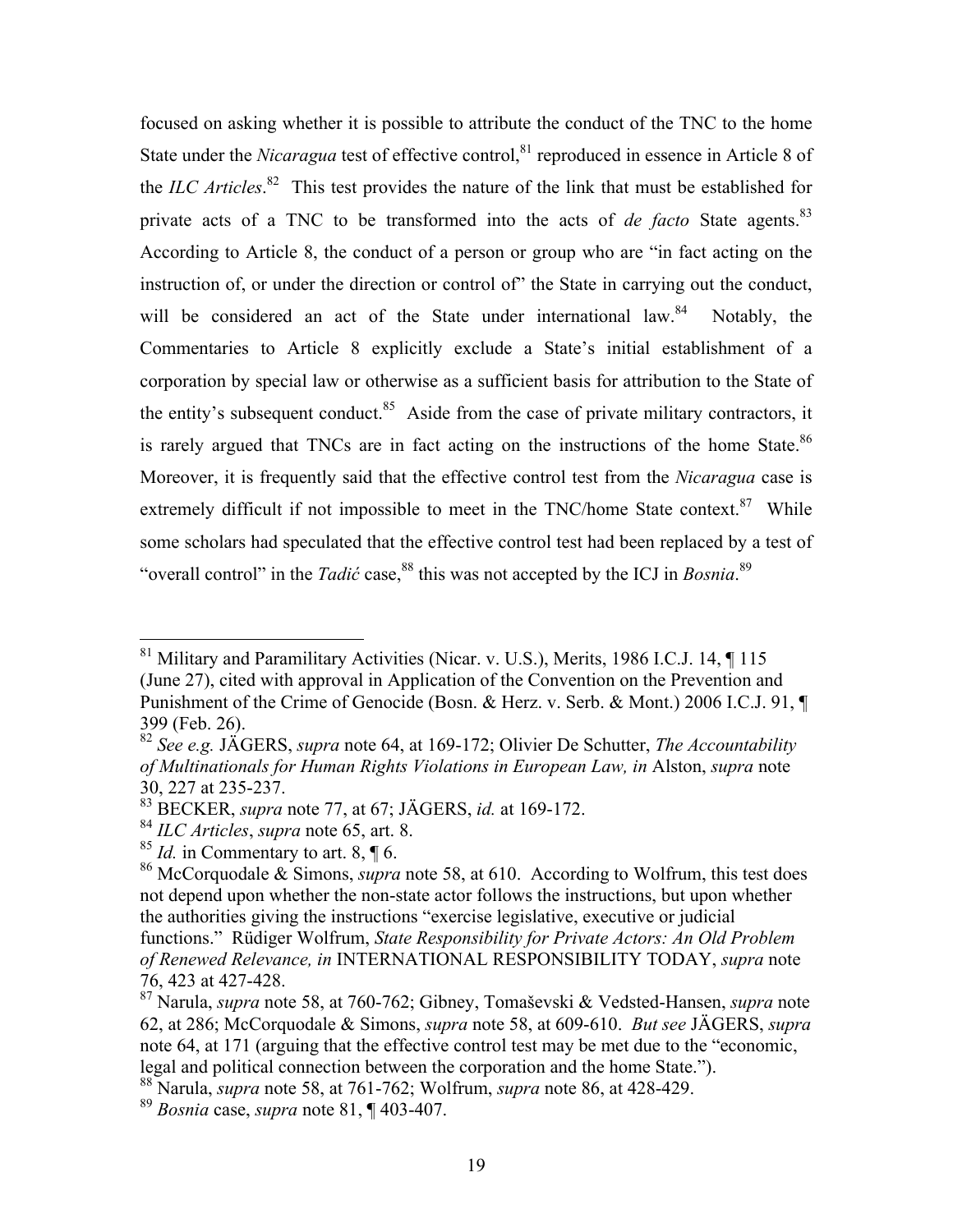focused on asking whether it is possible to attribute the conduct of the TNC to the home State under the *Nicaragua* test of effective control,[81] reproduced in essence in Article 8 of the *ILC Articles*.[82] This test provides the nature of the link that must be established for private acts of a TNC to be transformed into the acts of *de facto* State agents.[83] According to Article 8, the conduct of a person or group who are "in fact acting on the instruction of, or under the direction or control of" the State in carrying out the conduct, will be considered an act of the State under international law.[84] Notably, the Commentaries to Article 8 explicitly exclude a State's initial establishment of a corporation by special law or otherwise as a sufficient basis for attribution to the State of the entity's subsequent conduct.[85] Aside from the case of private military contractors, it is rarely argued that TNCs are in fact acting on the instructions of the home State.[86] Moreover, it is frequently said that the effective control test from the *Nicaragua* case is extremely difficult if not impossible to meet in the TNC/home State context.[87] While some scholars had speculated that the effective control test had been replaced by a test of "overall control" in the *Tadić* case,[88] this was not accepted by the ICJ in *Bosnia*.[89]

---

[81] Military and Paramilitary Activities (Nicar. v. U.S.), Merits, 1986 I.C.J. 14, ¶ 115 (June 27), cited with approval in Application of the Convention on the Prevention and Punishment of the Crime of Genocide (Bosn. & Herz. v. Serb. & Mont.) 2006 I.C.J. 91, ¶ 399 (Feb. 26).

[82] *See e.g.* JÄGERS, *supra* note 64, at 169-172; Olivier De Schutter, *The Accountability of Multinationals for Human Rights Violations in European Law, in* Alston, *supra* note 30, 227 at 235-237.

[83] BECKER, *supra* note 77, at 67; JÄGERS, *id.* at 169-172.

[84] *ILC Articles*, *supra* note 65, art. 8.

[85] *Id.* in Commentary to art. 8, ¶ 6.

[86] McCorquodale & Simons, *supra* note 58, at 610. According to Wolfrum, this test does not depend upon whether the non-state actor follows the instructions, but upon whether the authorities giving the instructions "exercise legislative, executive or judicial functions." Rüdiger Wolfrum, *State Responsibility for Private Actors: An Old Problem of Renewed Relevance, in* INTERNATIONAL RESPONSIBILITY TODAY, *supra* note 76, 423 at 427-428.

[87] Narula, *supra* note 58, at 760-762; Gibney, Tomaševski & Vedsted-Hansen, *supra* note 62, at 286; McCorquodale & Simons, *supra* note 58, at 609-610. *But see* JÄGERS, *supra* note 64, at 171 (arguing that the effective control test may be met due to the "economic, legal and political connection between the corporation and the home State.").

[88] Narula, *supra* note 58, at 761-762; Wolfrum, *supra* note 86, at 428-429.

[89] *Bosnia* case, *supra* note 81, ¶ 403-407.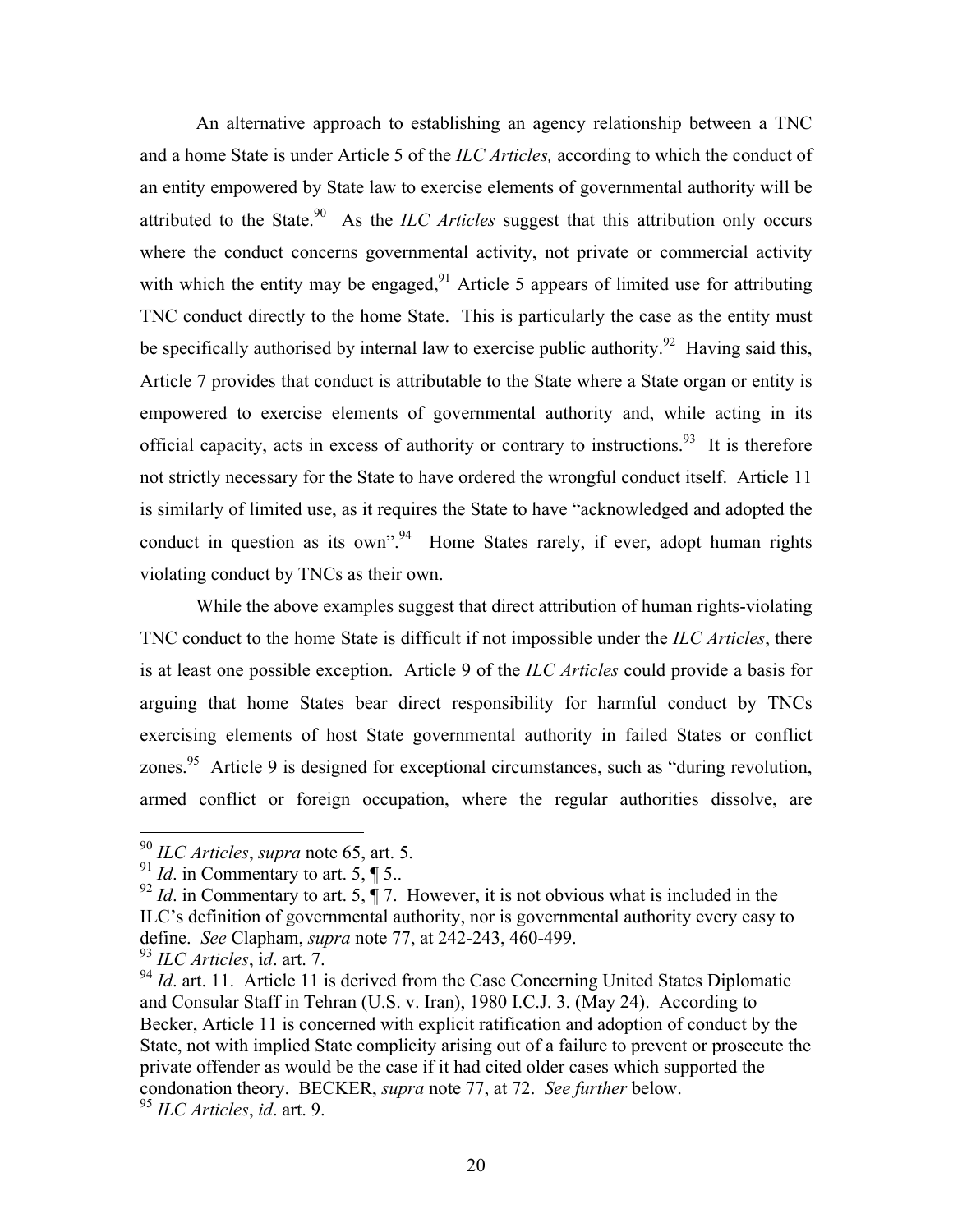An alternative approach to establishing an agency relationship between a TNC and a home State is under Article 5 of the *ILC Articles,* according to which the conduct of an entity empowered by State law to exercise elements of governmental authority will be attributed to the State.[90] As the *ILC Articles* suggest that this attribution only occurs where the conduct concerns governmental activity, not private or commercial activity with which the entity may be engaged,[91] Article 5 appears of limited use for attributing TNC conduct directly to the home State. This is particularly the case as the entity must be specifically authorised by internal law to exercise public authority.[92] Having said this, Article 7 provides that conduct is attributable to the State where a State organ or entity is empowered to exercise elements of governmental authority and, while acting in its official capacity, acts in excess of authority or contrary to instructions.[93] It is therefore not strictly necessary for the State to have ordered the wrongful conduct itself. Article 11 is similarly of limited use, as it requires the State to have "acknowledged and adopted the conduct in question as its own".[94] Home States rarely, if ever, adopt human rights violating conduct by TNCs as their own.

While the above examples suggest that direct attribution of human rights-violating TNC conduct to the home State is difficult if not impossible under the *ILC Articles*, there is at least one possible exception. Article 9 of the *ILC Articles* could provide a basis for arguing that home States bear direct responsibility for harmful conduct by TNCs exercising elements of host State governmental authority in failed States or conflict zones.[95] Article 9 is designed for exceptional circumstances, such as "during revolution, armed conflict or foreign occupation, where the regular authorities dissolve, are

---

[90] *ILC Articles*, *supra* note 65, art. 5.

[91] *Id*. in Commentary to art. 5, ¶ 5..

[92] *Id*. in Commentary to art. 5, ¶ 7. However, it is not obvious what is included in the ILC's definition of governmental authority, nor is governmental authority every easy to define. *See* Clapham, *supra* note 77, at 242-243, 460-499.

[93] *ILC Articles*, i*d*. art. 7.

[94] *Id*. art. 11. Article 11 is derived from the Case Concerning United States Diplomatic and Consular Staff in Tehran (U.S. v. Iran), 1980 I.C.J. 3. (May 24). According to Becker, Article 11 is concerned with explicit ratification and adoption of conduct by the State, not with implied State complicity arising out of a failure to prevent or prosecute the private offender as would be the case if it had cited older cases which supported the condonation theory. BECKER, *supra* note 77, at 72. *See further* below.

[95] *ILC Articles*, *id*. art. 9.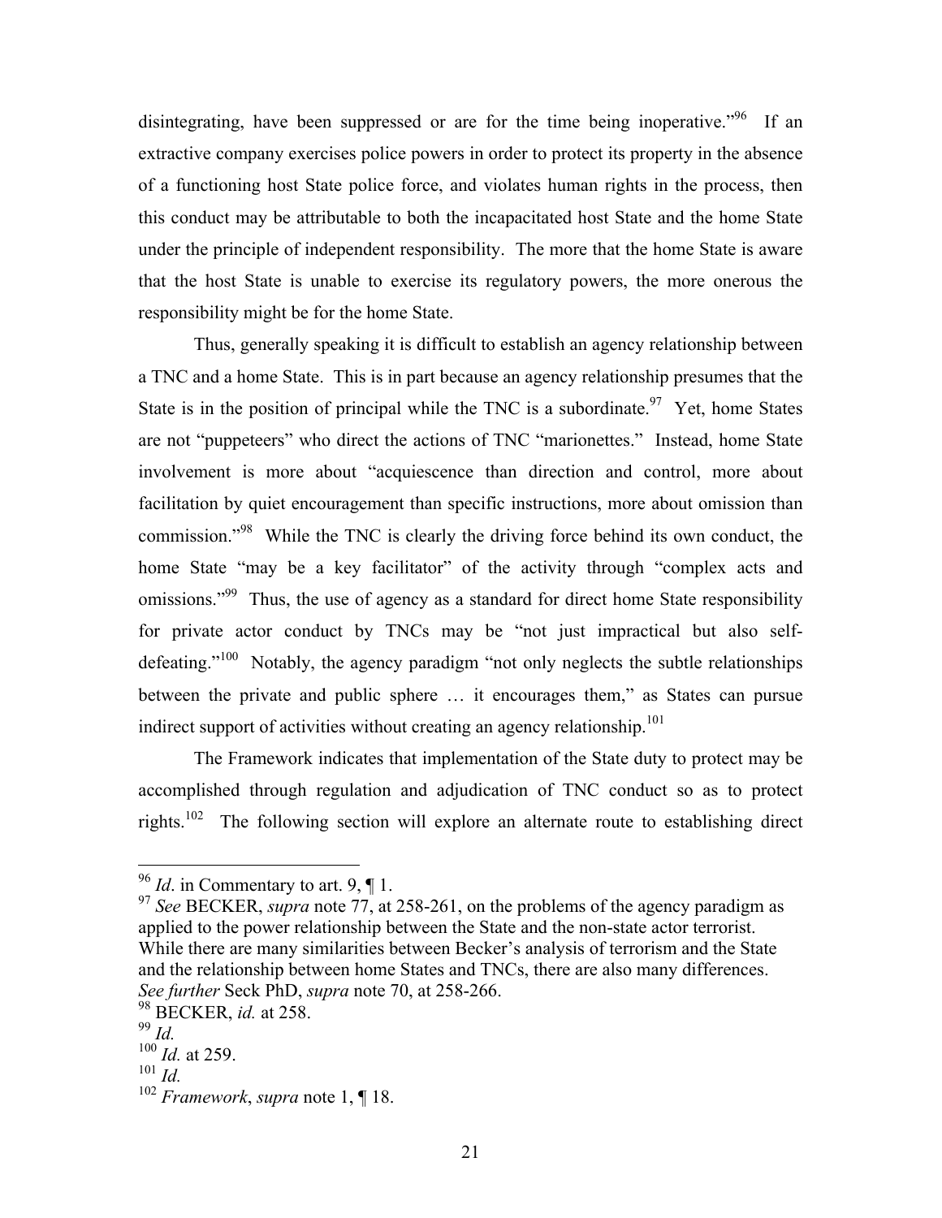disintegrating, have been suppressed or are for the time being inoperative."[96] If an extractive company exercises police powers in order to protect its property in the absence of a functioning host State police force, and violates human rights in the process, then this conduct may be attributable to both the incapacitated host State and the home State under the principle of independent responsibility. The more that the home State is aware that the host State is unable to exercise its regulatory powers, the more onerous the responsibility might be for the home State.

Thus, generally speaking it is difficult to establish an agency relationship between a TNC and a home State. This is in part because an agency relationship presumes that the State is in the position of principal while the TNC is a subordinate.[97] Yet, home States are not "puppeteers" who direct the actions of TNC "marionettes." Instead, home State involvement is more about "acquiescence than direction and control, more about facilitation by quiet encouragement than specific instructions, more about omission than commission."[98] While the TNC is clearly the driving force behind its own conduct, the home State "may be a key facilitator" of the activity through "complex acts and omissions."[99] Thus, the use of agency as a standard for direct home State responsibility for private actor conduct by TNCs may be "not just impractical but also self-defeating."[100] Notably, the agency paradigm "not only neglects the subtle relationships between the private and public sphere … it encourages them," as States can pursue indirect support of activities without creating an agency relationship.[101]

The Framework indicates that implementation of the State duty to protect may be accomplished through regulation and adjudication of TNC conduct so as to protect rights.[102] The following section will explore an alternate route to establishing direct

---

[96] *Id*. in Commentary to art. 9, ¶ 1.

[97] *See* BECKER, *supra* note 77, at 258-261, on the problems of the agency paradigm as applied to the power relationship between the State and the non-state actor terrorist. While there are many similarities between Becker's analysis of terrorism and the State and the relationship between home States and TNCs, there are also many differences. *See further* Seck PhD, *supra* note 70, at 258-266.

[98] BECKER, *id.* at 258.

[99] *Id.*

[100] *Id.* at 259.

[101] *Id.*

[102] *Framework*, *supra* note 1, ¶ 18.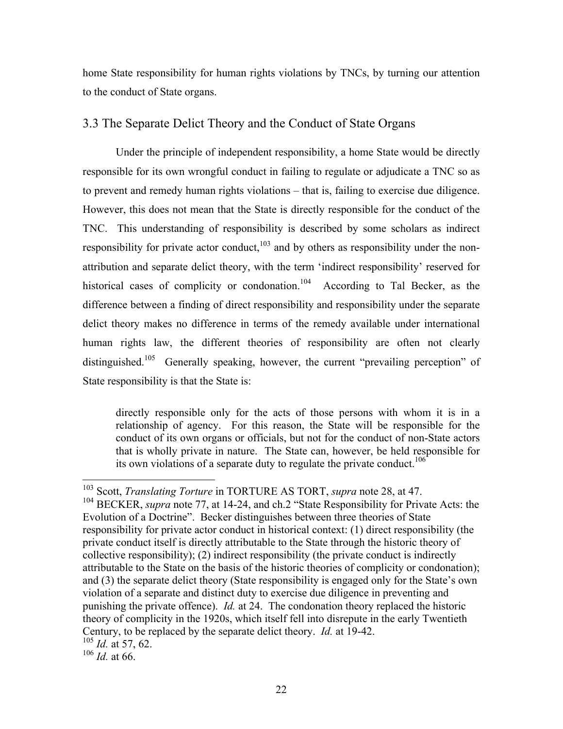home State responsibility for human rights violations by TNCs, by turning our attention to the conduct of State organs.

## 3.3 The Separate Delict Theory and the Conduct of State Organs

Under the principle of independent responsibility, a home State would be directly responsible for its own wrongful conduct in failing to regulate or adjudicate a TNC so as to prevent and remedy human rights violations – that is, failing to exercise due diligence. However, this does not mean that the State is directly responsible for the conduct of the TNC. This understanding of responsibility is described by some scholars as indirect responsibility for private actor conduct,[103] and by others as responsibility under the non-attribution and separate delict theory, with the term 'indirect responsibility' reserved for historical cases of complicity or condonation.[104] According to Tal Becker, as the difference between a finding of direct responsibility and responsibility under the separate delict theory makes no difference in terms of the remedy available under international human rights law, the different theories of responsibility are often not clearly distinguished.[105] Generally speaking, however, the current "prevailing perception" of State responsibility is that the State is:

> directly responsible only for the acts of those persons with whom it is in a relationship of agency. For this reason, the State will be responsible for the conduct of its own organs or officials, but not for the conduct of non-State actors that is wholly private in nature. The State can, however, be held responsible for its own violations of a separate duty to regulate the private conduct.[106]

---

[103] Scott, *Translating Torture* in TORTURE AS TORT, *supra* note 28, at 47.

[104] BECKER, *supra* note 77, at 14-24, and ch.2 "State Responsibility for Private Acts: the Evolution of a Doctrine". Becker distinguishes between three theories of State responsibility for private actor conduct in historical context: (1) direct responsibility (the private conduct itself is directly attributable to the State through the historic theory of collective responsibility); (2) indirect responsibility (the private conduct is indirectly attributable to the State on the basis of the historic theories of complicity or condonation); and (3) the separate delict theory (State responsibility is engaged only for the State's own violation of a separate and distinct duty to exercise due diligence in preventing and punishing the private offence). *Id.* at 24. The condonation theory replaced the historic theory of complicity in the 1920s, which itself fell into disrepute in the early Twentieth Century, to be replaced by the separate delict theory. *Id.* at 19-42.

[105] *Id.* at 57, 62.

[106] *Id.* at 66.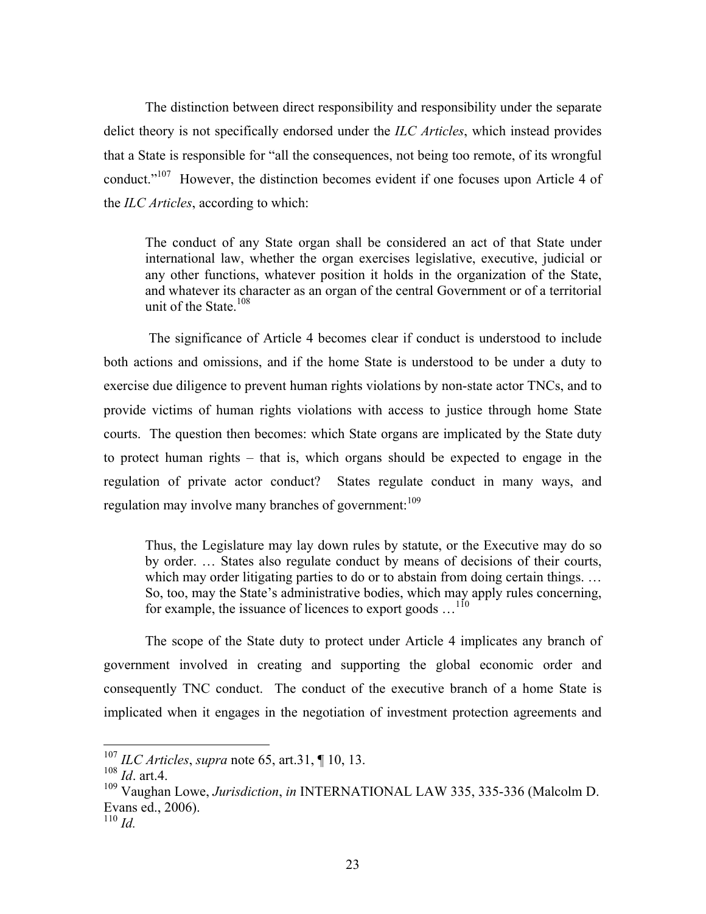The distinction between direct responsibility and responsibility under the separate delict theory is not specifically endorsed under the *ILC Articles*, which instead provides that a State is responsible for "all the consequences, not being too remote, of its wrongful conduct."[107] However, the distinction becomes evident if one focuses upon Article 4 of the *ILC Articles*, according to which:

> The conduct of any State organ shall be considered an act of that State under international law, whether the organ exercises legislative, executive, judicial or any other functions, whatever position it holds in the organization of the State, and whatever its character as an organ of the central Government or of a territorial unit of the State.[108]

The significance of Article 4 becomes clear if conduct is understood to include both actions and omissions, and if the home State is understood to be under a duty to exercise due diligence to prevent human rights violations by non-state actor TNCs, and to provide victims of human rights violations with access to justice through home State courts. The question then becomes: which State organs are implicated by the State duty to protect human rights – that is, which organs should be expected to engage in the regulation of private actor conduct? States regulate conduct in many ways, and regulation may involve many branches of government:[109]

> Thus, the Legislature may lay down rules by statute, or the Executive may do so by order. … States also regulate conduct by means of decisions of their courts, which may order litigating parties to do or to abstain from doing certain things. … So, too, may the State's administrative bodies, which may apply rules concerning, for example, the issuance of licences to export goods …[110]

The scope of the State duty to protect under Article 4 implicates any branch of government involved in creating and supporting the global economic order and consequently TNC conduct. The conduct of the executive branch of a home State is implicated when it engages in the negotiation of investment protection agreements and

---

[107] *ILC Articles*, *supra* note 65, art.31, ¶ 10, 13.

[108] *Id*. art.4.

[109] Vaughan Lowe, *Jurisdiction*, *in* INTERNATIONAL LAW 335, 335-336 (Malcolm D. Evans ed., 2006).

[110] *Id.*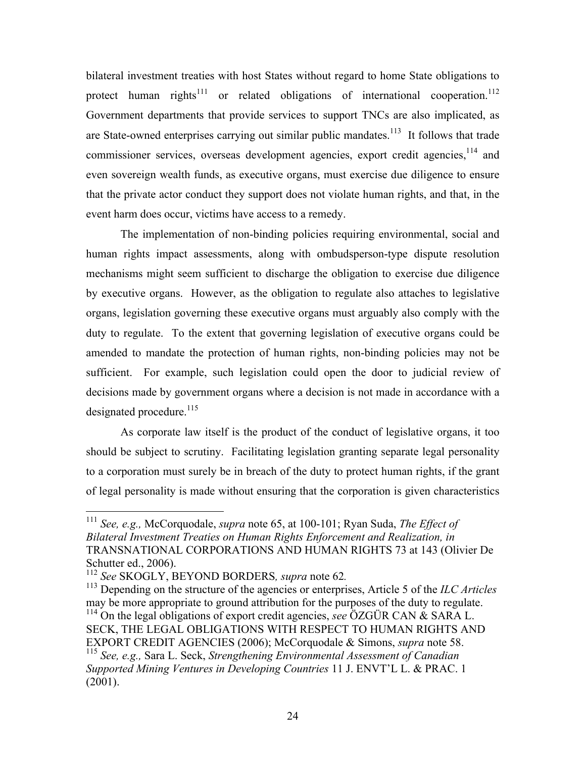bilateral investment treaties with host States without regard to home State obligations to protect human rights[111] or related obligations of international cooperation.[112] Government departments that provide services to support TNCs are also implicated, as are State-owned enterprises carrying out similar public mandates.[113] It follows that trade commissioner services, overseas development agencies, export credit agencies,[114] and even sovereign wealth funds, as executive organs, must exercise due diligence to ensure that the private actor conduct they support does not violate human rights, and that, in the event harm does occur, victims have access to a remedy.

The implementation of non-binding policies requiring environmental, social and human rights impact assessments, along with ombudsperson-type dispute resolution mechanisms might seem sufficient to discharge the obligation to exercise due diligence by executive organs. However, as the obligation to regulate also attaches to legislative organs, legislation governing these executive organs must arguably also comply with the duty to regulate. To the extent that governing legislation of executive organs could be amended to mandate the protection of human rights, non-binding policies may not be sufficient. For example, such legislation could open the door to judicial review of decisions made by government organs where a decision is not made in accordance with a designated procedure.[115]

As corporate law itself is the product of the conduct of legislative organs, it too should be subject to scrutiny. Facilitating legislation granting separate legal personality to a corporation must surely be in breach of the duty to protect human rights, if the grant of legal personality is made without ensuring that the corporation is given characteristics

---

[111] *See, e.g.,* McCorquodale, *supra* note 65, at 100-101; Ryan Suda, *The Effect of Bilateral Investment Treaties on Human Rights Enforcement and Realization, in* TRANSNATIONAL CORPORATIONS AND HUMAN RIGHTS 73 at 143 (Olivier De Schutter ed., 2006).

[112] *See* SKOGLY, BEYOND BORDERS*, supra* note 62*.*

[113] Depending on the structure of the agencies or enterprises, Article 5 of the *ILC Articles* may be more appropriate to ground attribution for the purposes of the duty to regulate.

[114] On the legal obligations of export credit agencies, *see* ÖZGÜR CAN & SARA L. SECK, THE LEGAL OBLIGATIONS WITH RESPECT TO HUMAN RIGHTS AND EXPORT CREDIT AGENCIES (2006); McCorquodale & Simons, *supra* note 58.

[115] *See, e.g.,* Sara L. Seck, *Strengthening Environmental Assessment of Canadian Supported Mining Ventures in Developing Countries* 11 J. ENVT'L L. & PRAC. 1 (2001).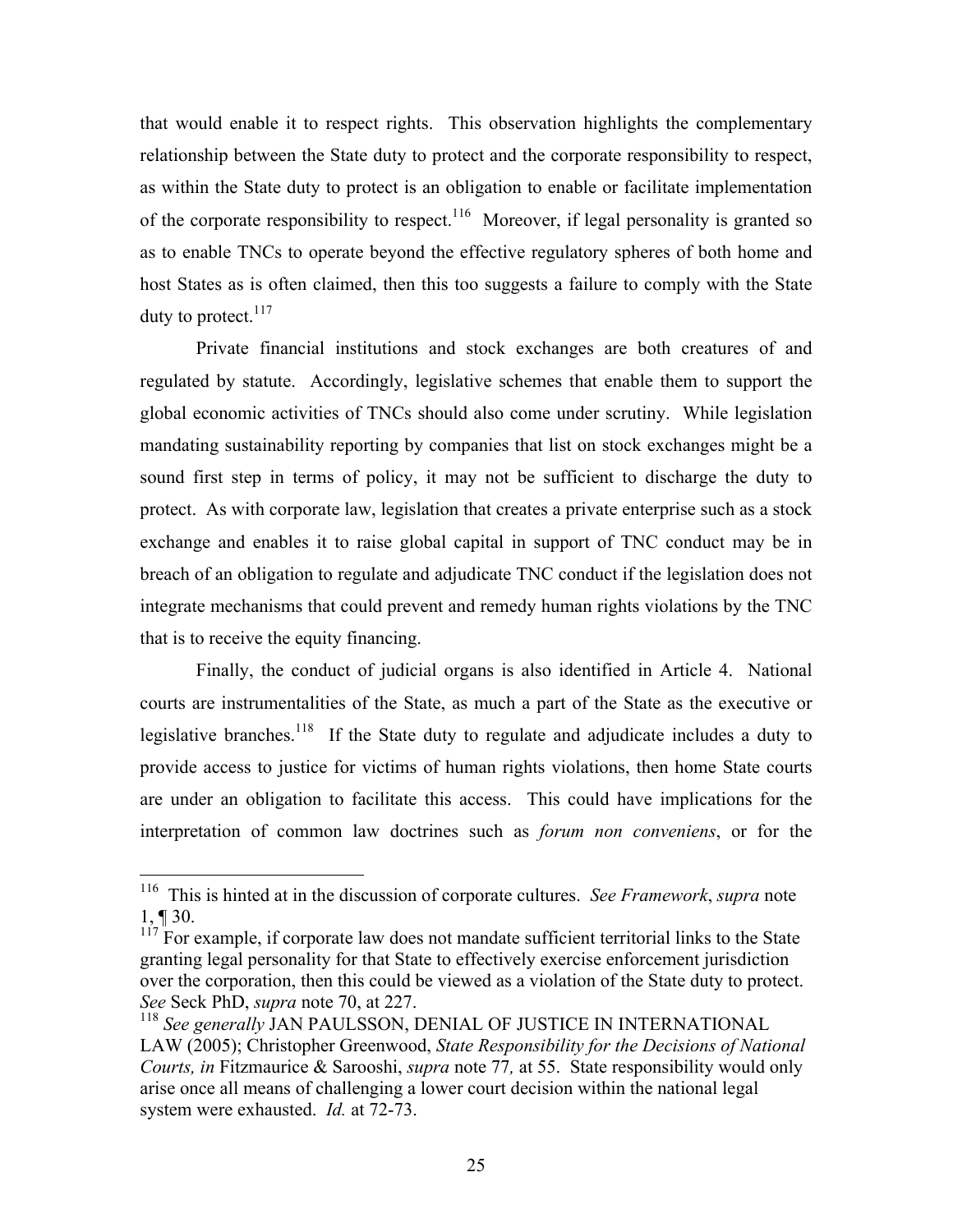that would enable it to respect rights. This observation highlights the complementary relationship between the State duty to protect and the corporate responsibility to respect, as within the State duty to protect is an obligation to enable or facilitate implementation of the corporate responsibility to respect.[116] Moreover, if legal personality is granted so as to enable TNCs to operate beyond the effective regulatory spheres of both home and host States as is often claimed, then this too suggests a failure to comply with the State duty to protect.[117]

Private financial institutions and stock exchanges are both creatures of and regulated by statute. Accordingly, legislative schemes that enable them to support the global economic activities of TNCs should also come under scrutiny. While legislation mandating sustainability reporting by companies that list on stock exchanges might be a sound first step in terms of policy, it may not be sufficient to discharge the duty to protect. As with corporate law, legislation that creates a private enterprise such as a stock exchange and enables it to raise global capital in support of TNC conduct may be in breach of an obligation to regulate and adjudicate TNC conduct if the legislation does not integrate mechanisms that could prevent and remedy human rights violations by the TNC that is to receive the equity financing.

Finally, the conduct of judicial organs is also identified in Article 4. National courts are instrumentalities of the State, as much a part of the State as the executive or legislative branches.[118] If the State duty to regulate and adjudicate includes a duty to provide access to justice for victims of human rights violations, then home State courts are under an obligation to facilitate this access. This could have implications for the interpretation of common law doctrines such as *forum non conveniens*, or for the

---

[116] This is hinted at in the discussion of corporate cultures. *See Framework*, *supra* note 1, ¶ 30.

[117] For example, if corporate law does not mandate sufficient territorial links to the State granting legal personality for that State to effectively exercise enforcement jurisdiction over the corporation, then this could be viewed as a violation of the State duty to protect. *See* Seck PhD, *supra* note 70, at 227.

[118] *See generally* JAN PAULSSON, DENIAL OF JUSTICE IN INTERNATIONAL LAW (2005); Christopher Greenwood, *State Responsibility for the Decisions of National Courts, in* Fitzmaurice & Sarooshi, *supra* note 77, at 55. State responsibility would only arise once all means of challenging a lower court decision within the national legal system were exhausted. *Id.* at 72-73.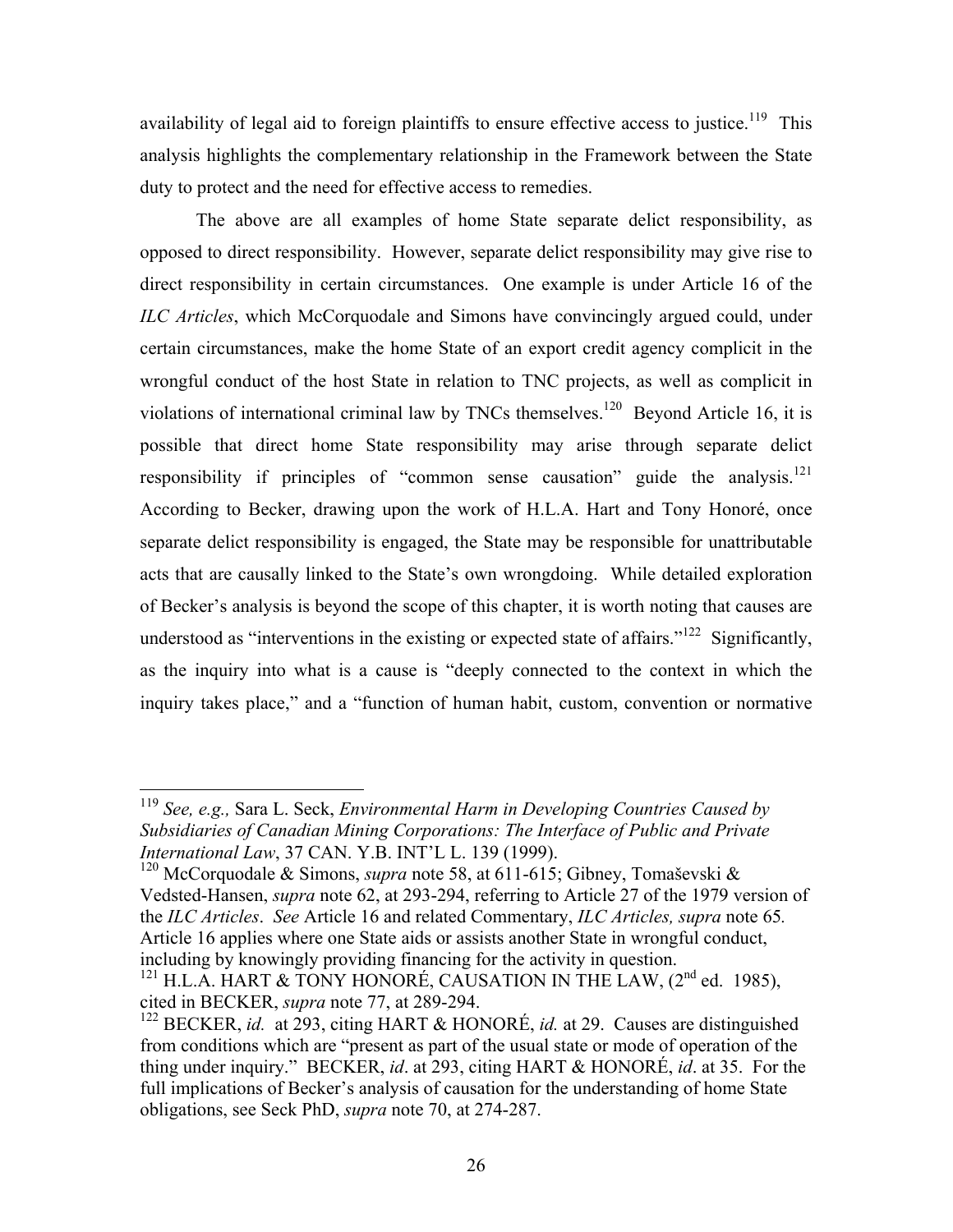availability of legal aid to foreign plaintiffs to ensure effective access to justice.[119] This analysis highlights the complementary relationship in the Framework between the State duty to protect and the need for effective access to remedies.

The above are all examples of home State separate delict responsibility, as opposed to direct responsibility. However, separate delict responsibility may give rise to direct responsibility in certain circumstances. One example is under Article 16 of the *ILC Articles*, which McCorquodale and Simons have convincingly argued could, under certain circumstances, make the home State of an export credit agency complicit in the wrongful conduct of the host State in relation to TNC projects, as well as complicit in violations of international criminal law by TNCs themselves.[120] Beyond Article 16, it is possible that direct home State responsibility may arise through separate delict responsibility if principles of "common sense causation" guide the analysis.[121] According to Becker, drawing upon the work of H.L.A. Hart and Tony Honoré, once separate delict responsibility is engaged, the State may be responsible for unattributable acts that are causally linked to the State's own wrongdoing. While detailed exploration of Becker's analysis is beyond the scope of this chapter, it is worth noting that causes are understood as "interventions in the existing or expected state of affairs."[122] Significantly, as the inquiry into what is a cause is "deeply connected to the context in which the inquiry takes place," and a "function of human habit, custom, convention or normative

---

[119] *See, e.g.,* Sara L. Seck, *Environmental Harm in Developing Countries Caused by Subsidiaries of Canadian Mining Corporations: The Interface of Public and Private International Law*, 37 CAN. Y.B. INT'L L. 139 (1999).

[120] McCorquodale & Simons, *supra* note 58, at 611-615; Gibney, Tomaševski & Vedsted-Hansen, *supra* note 62, at 293-294, referring to Article 27 of the 1979 version of the *ILC Articles*. *See* Article 16 and related Commentary, *ILC Articles, supra* note 65. Article 16 applies where one State aids or assists another State in wrongful conduct, including by knowingly providing financing for the activity in question.

[121] H.L.A. HART & TONY HONORÉ, CAUSATION IN THE LAW, (2nd ed. 1985), cited in BECKER, *supra* note 77, at 289-294.

[122] BECKER, *id.* at 293, citing HART & HONORÉ, *id.* at 29. Causes are distinguished from conditions which are "present as part of the usual state or mode of operation of the thing under inquiry." BECKER, *id*. at 293, citing HART & HONORÉ, *id*. at 35. For the full implications of Becker's analysis of causation for the understanding of home State obligations, see Seck PhD, *supra* note 70, at 274-287.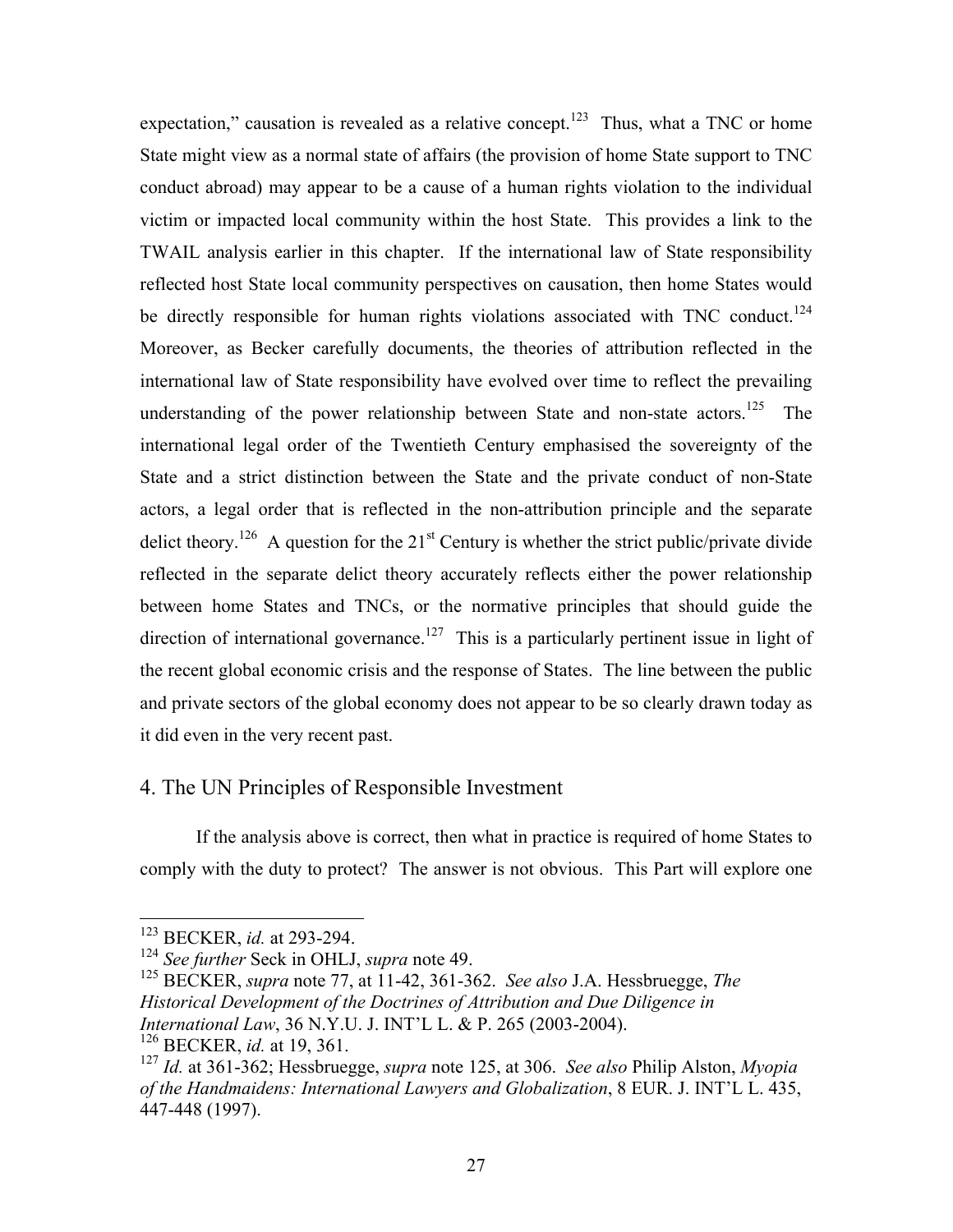expectation," causation is revealed as a relative concept.[123] Thus, what a TNC or home State might view as a normal state of affairs (the provision of home State support to TNC conduct abroad) may appear to be a cause of a human rights violation to the individual victim or impacted local community within the host State. This provides a link to the TWAIL analysis earlier in this chapter. If the international law of State responsibility reflected host State local community perspectives on causation, then home States would be directly responsible for human rights violations associated with TNC conduct.[124] Moreover, as Becker carefully documents, the theories of attribution reflected in the international law of State responsibility have evolved over time to reflect the prevailing understanding of the power relationship between State and non-state actors.[125] The international legal order of the Twentieth Century emphasised the sovereignty of the State and a strict distinction between the State and the private conduct of non-State actors, a legal order that is reflected in the non-attribution principle and the separate delict theory.[126] A question for the 21st Century is whether the strict public/private divide reflected in the separate delict theory accurately reflects either the power relationship between home States and TNCs, or the normative principles that should guide the direction of international governance.[127] This is a particularly pertinent issue in light of the recent global economic crisis and the response of States. The line between the public and private sectors of the global economy does not appear to be so clearly drawn today as it did even in the very recent past.

## 4. The UN Principles of Responsible Investment

If the analysis above is correct, then what in practice is required of home States to comply with the duty to protect? The answer is not obvious. This Part will explore one

---

[123] BECKER, *id.* at 293-294.

[124] *See further* Seck in OHLJ, *supra* note 49.

[125] BECKER, *supra* note 77, at 11-42, 361-362. *See also* J.A. Hessbruegge, *The Historical Development of the Doctrines of Attribution and Due Diligence in International Law*, 36 N.Y.U. J. INT'L L. & P. 265 (2003-2004).

[126] BECKER, *id.* at 19, 361.

[127] *Id.* at 361-362; Hessbruegge, *supra* note 125, at 306. *See also* Philip Alston, *Myopia of the Handmaidens: International Lawyers and Globalization*, 8 EUR. J. INT'L L. 435, 447-448 (1997).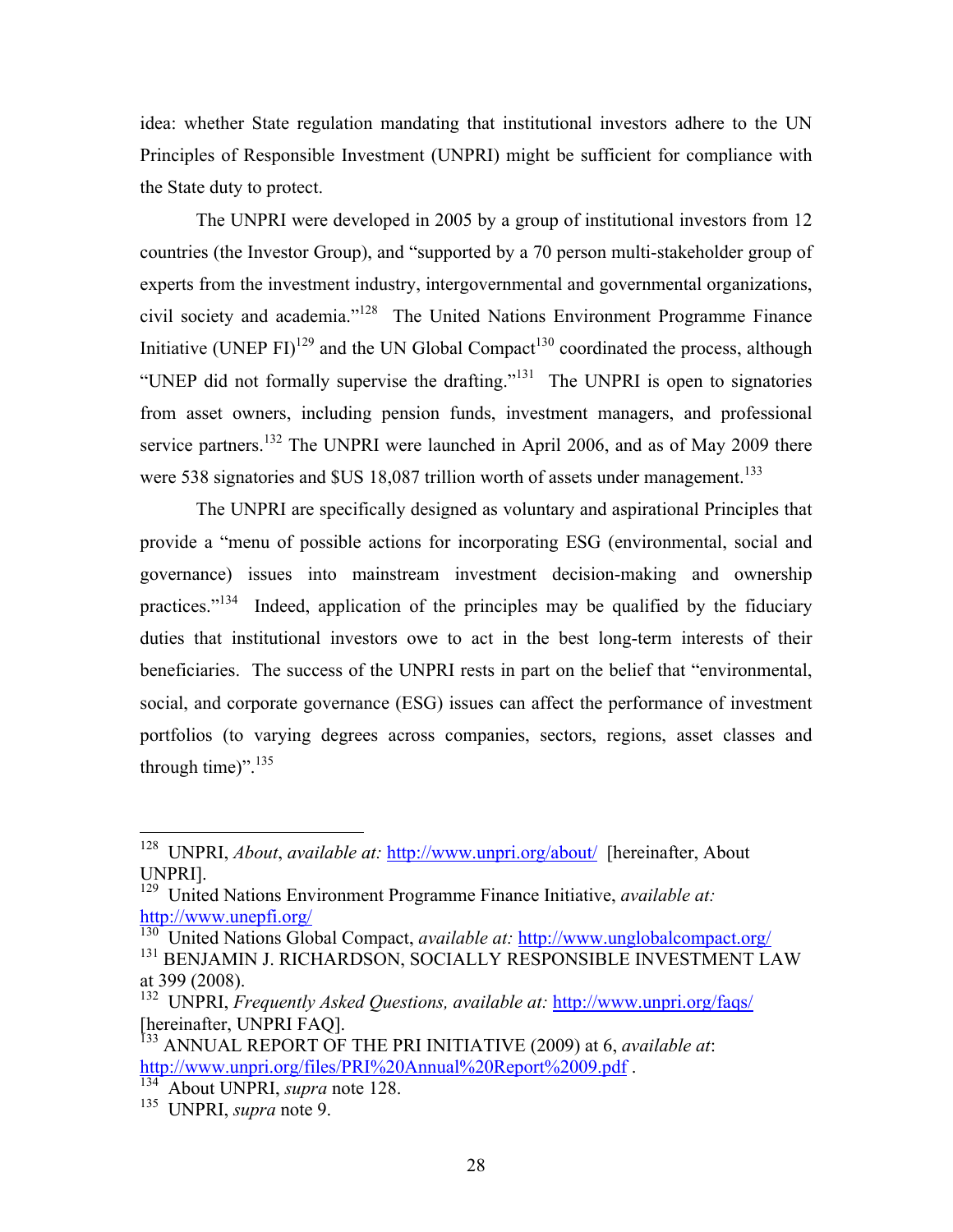idea: whether State regulation mandating that institutional investors adhere to the UN Principles of Responsible Investment (UNPRI) might be sufficient for compliance with the State duty to protect.

The UNPRI were developed in 2005 by a group of institutional investors from 12 countries (the Investor Group), and "supported by a 70 person multi-stakeholder group of experts from the investment industry, intergovernmental and governmental organizations, civil society and academia."[128] The United Nations Environment Programme Finance Initiative (UNEP FI)[129] and the UN Global Compact[130] coordinated the process, although "UNEP did not formally supervise the drafting."[131] The UNPRI is open to signatories from asset owners, including pension funds, investment managers, and professional service partners.[132] The UNPRI were launched in April 2006, and as of May 2009 there were 538 signatories and $US 18,087 trillion worth of assets under management.[133]

The UNPRI are specifically designed as voluntary and aspirational Principles that provide a "menu of possible actions for incorporating ESG (environmental, social and governance) issues into mainstream investment decision-making and ownership practices."[134] Indeed, application of the principles may be qualified by the fiduciary duties that institutional investors owe to act in the best long-term interests of their beneficiaries. The success of the UNPRI rests in part on the belief that "environmental, social, and corporate governance (ESG) issues can affect the performance of investment portfolios (to varying degrees across companies, sectors, regions, asset classes and through time)".[135]

---

[128] UNPRI, *About*, *available at:* http://www.unpri.org/about/ [hereinafter, About UNPRI].

[129] United Nations Environment Programme Finance Initiative, *available at:* http://www.unepfi.org/

[130] United Nations Global Compact, *available at:* http://www.unglobalcompact.org/

[131] BENJAMIN J. RICHARDSON, SOCIALLY RESPONSIBLE INVESTMENT LAW at 399 (2008).

[132] UNPRI, *Frequently Asked Questions, available at:* http://www.unpri.org/faqs/ [hereinafter, UNPRI FAQ].

[133] ANNUAL REPORT OF THE PRI INITIATIVE (2009) at 6, *available at*: http://www.unpri.org/files/PRI%20Annual%20Report%2009.pdf .

[134] About UNPRI, *supra* note 128.

[135] UNPRI, *supra* note 9.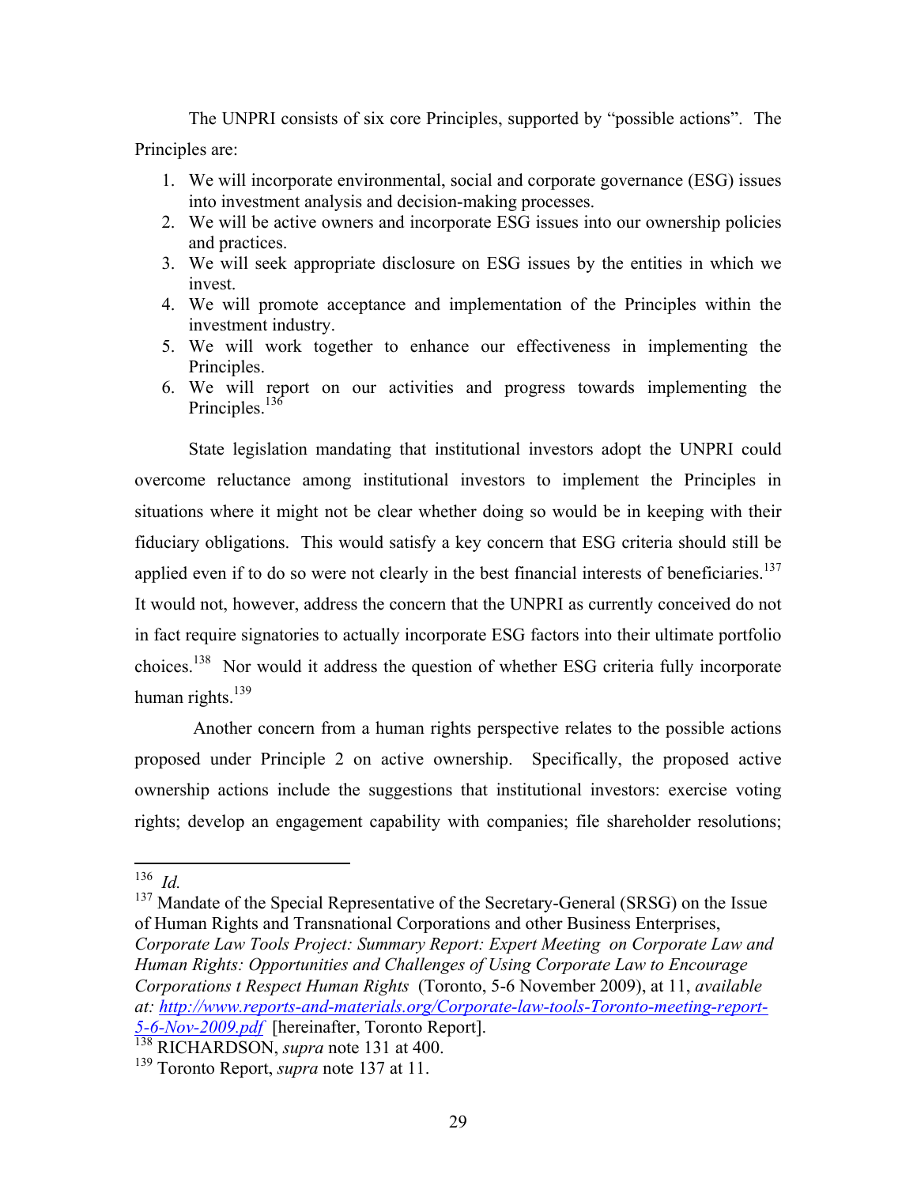The UNPRI consists of six core Principles, supported by "possible actions". The Principles are:

1. We will incorporate environmental, social and corporate governance (ESG) issues into investment analysis and decision-making processes.
2. We will be active owners and incorporate ESG issues into our ownership policies and practices.
3. We will seek appropriate disclosure on ESG issues by the entities in which we invest.
4. We will promote acceptance and implementation of the Principles within the investment industry.
5. We will work together to enhance our effectiveness in implementing the Principles.
6. We will report on our activities and progress towards implementing the Principles.[136]

State legislation mandating that institutional investors adopt the UNPRI could overcome reluctance among institutional investors to implement the Principles in situations where it might not be clear whether doing so would be in keeping with their fiduciary obligations. This would satisfy a key concern that ESG criteria should still be applied even if to do so were not clearly in the best financial interests of beneficiaries.[137] It would not, however, address the concern that the UNPRI as currently conceived do not in fact require signatories to actually incorporate ESG factors into their ultimate portfolio choices.[138] Nor would it address the question of whether ESG criteria fully incorporate human rights.[139]

Another concern from a human rights perspective relates to the possible actions proposed under Principle 2 on active ownership. Specifically, the proposed active ownership actions include the suggestions that institutional investors: exercise voting rights; develop an engagement capability with companies; file shareholder resolutions;

---

[136] *Id.*

[137] Mandate of the Special Representative of the Secretary-General (SRSG) on the Issue of Human Rights and Transnational Corporations and other Business Enterprises, *Corporate Law Tools Project: Summary Report: Expert Meeting on Corporate Law and Human Rights: Opportunities and Challenges of Using Corporate Law to Encourage Corporations t Respect Human Rights* (Toronto, 5-6 November 2009), at 11, *available at: http://www.reports-and-materials.org/Corporate-law-tools-Toronto-meeting-report-5-6-Nov-2009.pdf* [hereinafter, Toronto Report].

[138] RICHARDSON, *supra* note 131 at 400.

[139] Toronto Report, *supra* note 137 at 11.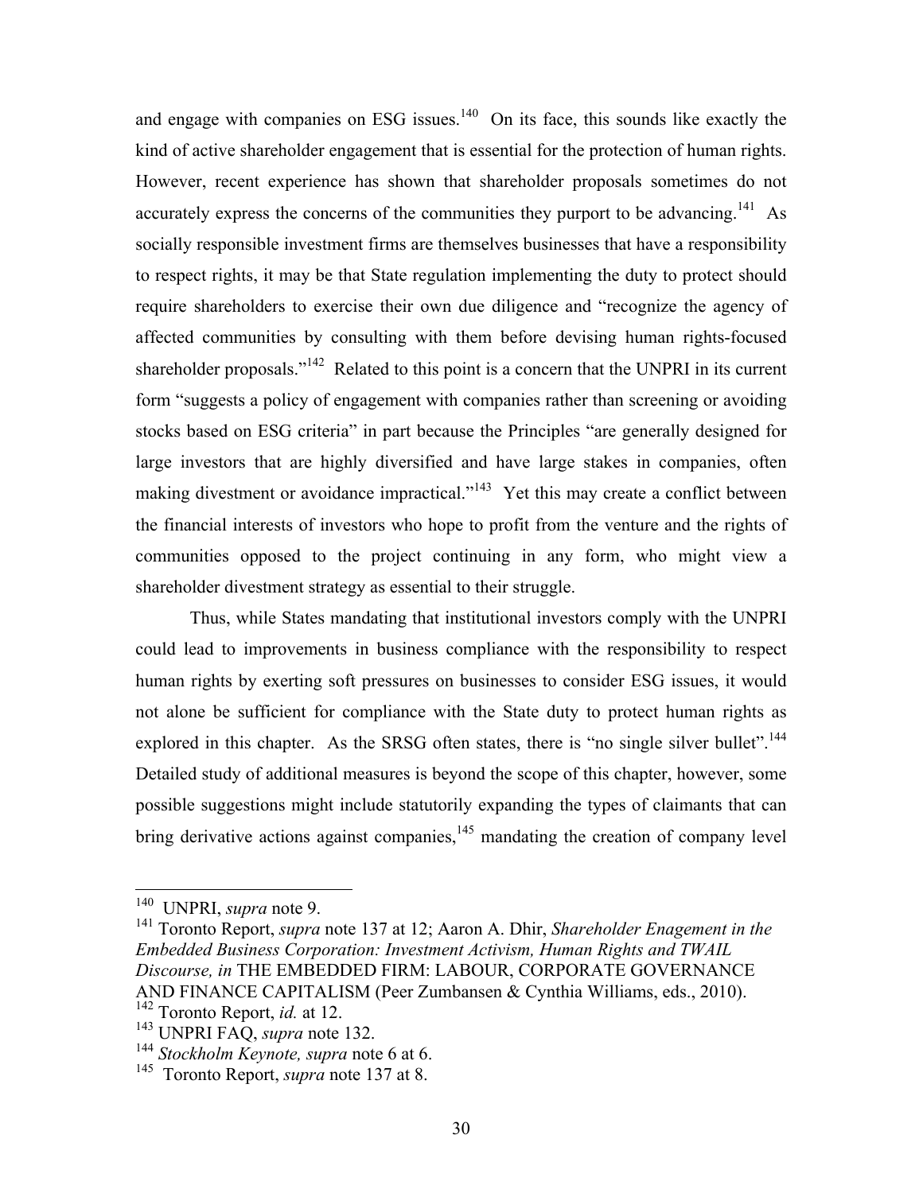and engage with companies on ESG issues.[140] On its face, this sounds like exactly the kind of active shareholder engagement that is essential for the protection of human rights. However, recent experience has shown that shareholder proposals sometimes do not accurately express the concerns of the communities they purport to be advancing.[141] As socially responsible investment firms are themselves businesses that have a responsibility to respect rights, it may be that State regulation implementing the duty to protect should require shareholders to exercise their own due diligence and "recognize the agency of affected communities by consulting with them before devising human rights-focused shareholder proposals."[142] Related to this point is a concern that the UNPRI in its current form "suggests a policy of engagement with companies rather than screening or avoiding stocks based on ESG criteria" in part because the Principles "are generally designed for large investors that are highly diversified and have large stakes in companies, often making divestment or avoidance impractical."[143] Yet this may create a conflict between the financial interests of investors who hope to profit from the venture and the rights of communities opposed to the project continuing in any form, who might view a shareholder divestment strategy as essential to their struggle.

Thus, while States mandating that institutional investors comply with the UNPRI could lead to improvements in business compliance with the responsibility to respect human rights by exerting soft pressures on businesses to consider ESG issues, it would not alone be sufficient for compliance with the State duty to protect human rights as explored in this chapter. As the SRSG often states, there is "no single silver bullet".[144] Detailed study of additional measures is beyond the scope of this chapter, however, some possible suggestions might include statutorily expanding the types of claimants that can bring derivative actions against companies,[145] mandating the creation of company level

---

[140] UNPRI, *supra* note 9.

[141] Toronto Report, *supra* note 137 at 12; Aaron A. Dhir, *Shareholder Enagement in the Embedded Business Corporation: Investment Activism, Human Rights and TWAIL Discourse, in* THE EMBEDDED FIRM: LABOUR, CORPORATE GOVERNANCE AND FINANCE CAPITALISM (Peer Zumbansen & Cynthia Williams, eds., 2010).

[142] Toronto Report, *id.* at 12.

[143] UNPRI FAQ, *supra* note 132.

[144] *Stockholm Keynote, supra* note 6 at 6.

[145] Toronto Report, *supra* note 137 at 8.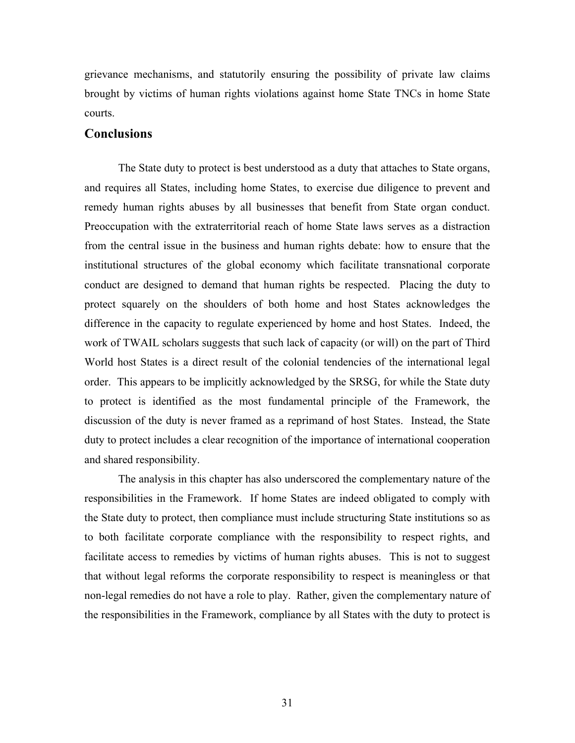grievance mechanisms, and statutorily ensuring the possibility of private law claims brought by victims of human rights violations against home State TNCs in home State courts.

## Conclusions

The State duty to protect is best understood as a duty that attaches to State organs, and requires all States, including home States, to exercise due diligence to prevent and remedy human rights abuses by all businesses that benefit from State organ conduct. Preoccupation with the extraterritorial reach of home State laws serves as a distraction from the central issue in the business and human rights debate: how to ensure that the institutional structures of the global economy which facilitate transnational corporate conduct are designed to demand that human rights be respected. Placing the duty to protect squarely on the shoulders of both home and host States acknowledges the difference in the capacity to regulate experienced by home and host States. Indeed, the work of TWAIL scholars suggests that such lack of capacity (or will) on the part of Third World host States is a direct result of the colonial tendencies of the international legal order. This appears to be implicitly acknowledged by the SRSG, for while the State duty to protect is identified as the most fundamental principle of the Framework, the discussion of the duty is never framed as a reprimand of host States. Instead, the State duty to protect includes a clear recognition of the importance of international cooperation and shared responsibility.

The analysis in this chapter has also underscored the complementary nature of the responsibilities in the Framework. If home States are indeed obligated to comply with the State duty to protect, then compliance must include structuring State institutions so as to both facilitate corporate compliance with the responsibility to respect rights, and facilitate access to remedies by victims of human rights abuses. This is not to suggest that without legal reforms the corporate responsibility to respect is meaningless or that non-legal remedies do not have a role to play. Rather, given the complementary nature of the responsibilities in the Framework, compliance by all States with the duty to protect is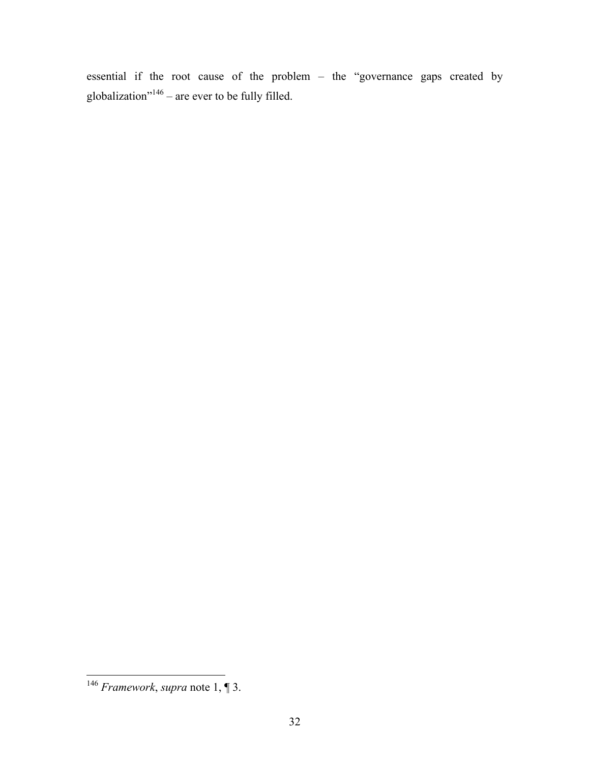essential if the root cause of the problem – the "governance gaps created by globalization"[146] – are ever to be fully filled.

[146] *Framework*, *supra* note 1, ¶ 3.